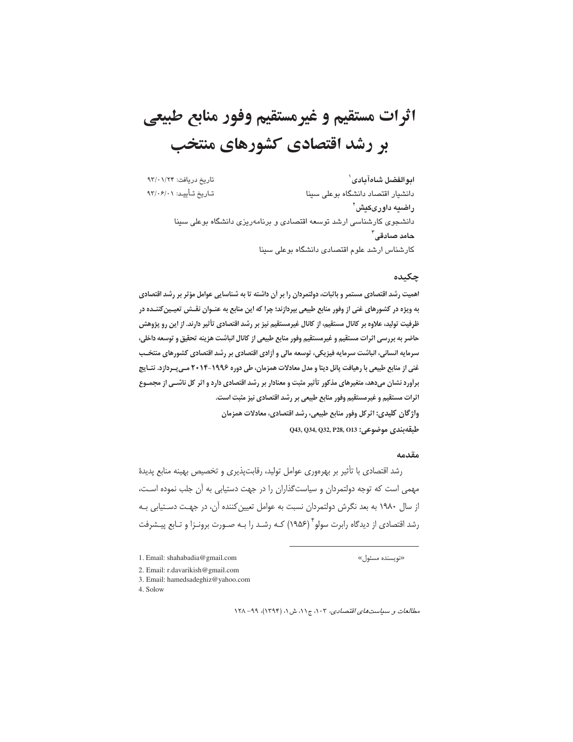# اثرات مستقیم و غیرمستقیم وفور منابع طبیعی بر رشد اقتصادی کشورهای منتخب

تاریخ دریافت: ۹۳/۰۱/۲۴
تـاریخ تـأییـد: ۹۳/۰۶/۰۱

**ابوالفضل شاه‌آبادی**[1]
دانشیار اقتصاد دانشگاه بوعلی سینا
**راضیه داوری‌کیش**[2]
دانشجوی کارشناسی ارشد توسعه اقتصادی و برنامه‌ریزی دانشگاه بوعلی سینا
**حامد صادقی**[3]
کارشناس ارشد علوم اقتصادی دانشگاه بوعلی سینا

## چکیده

**اهمیت رشد اقتصادی مستمر و باثبات، دولتمردان را بر آن داشته تا به شناسایی عوامل مؤثر بر رشد اقتصادی به ویژه در کشورهای غنی از وفور منابع طبیعی بپردازند؛ چرا که این منابع به عنـوان نقـش تعیـین‌کننـده در ظرفیت تولید، علاوه بر کانال مستقیم، از کانال غیرمستقیم نیز بر رشد اقتصادی تأثیر دارند. از این رو پژوهش حاضر به بررسی اثرات مستقیم و غیرمستقیم وفور منابع طبیعی از کانال انباشت هزینه تحقیق و توسعه داخلی، سرمایه انسانی، انباشت سرمایه فیزیکی، توسعه مالی و آزادی اقتصادی بر رشد اقتصادی کشورهای منتخـب غنی از منابع طبیعی با رهیافت پانل دیتا و مدل معادلات همزمان، طی دوره ۱۹۹۶-۲۰۱۴ مـی‌پـردازد. نتـایج برآورد نشان می‌دهد، متغیرهای مذکور تأثیر مثبت و معنادار بر رشد اقتصادی دارد و اثر کل ناشـی از مجمـوع اثرات مستقیم و غیرمستقیم وفور منابع طبیعی بر رشد اقتصادی نیز مثبت است.**

**واژگان کلیدی: اثرکل وفور منابع طبیعی، رشد اقتصادی، معادلات همزمان**

**طبقه‌بندی موضوعی: Q43, Q34, Q32, P28, O13**

### مقدمه

رشد اقتصادی با تأثیر بر بهره‌وری عوامل تولید، رقابت‌پذیری و تخصیص بهینه منابع پدیدهٔ مهمی است که توجه دولتمردان و سیاست‌گذاران را در جهت دستیابی به آن جلب نموده اسـت، از سال ۱۹۸۰ به بعد نگرش دولتمردان نسبت به عوامل تعیین‌کننده آن، در جهـت دسـتیابی بـه رشد اقتصادی از دیدگاه رابرت سولو[4] (۱۹۵۶) کـه رشـد را بـه صـورت برونـزا و تـابع پیـشرفت

---

«نویسنده مسئول»

1. Email: shahabadia@gmail.com
2. Email: r.davarikish@gmail.com
3. Email: hamedsadeghiz@yahoo.com
4. Solow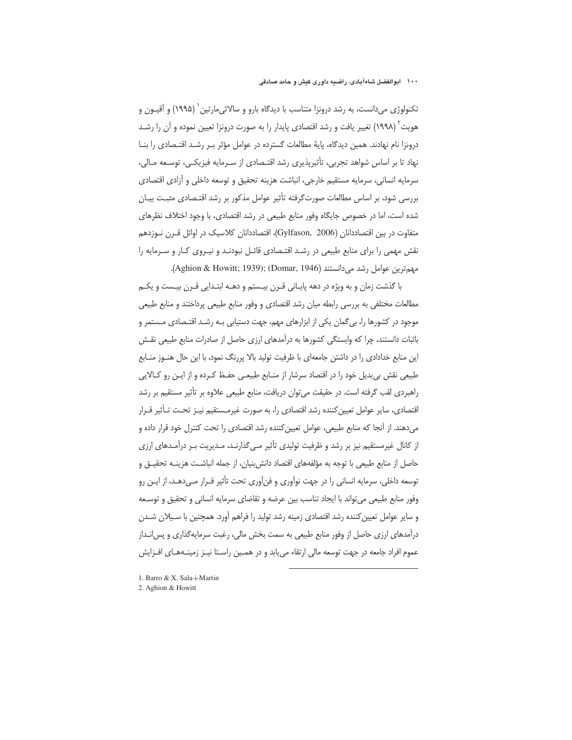تکنولوژی می‌دانست، به رشد درونزا متناسب با دیدگاه بارو و سالائی‌مارتین[1] (۱۹۹۵) و آقیون و هویت[2] (۱۹۹۸) تغییر یافت و رشد اقتصادی پایدار را به صورت درونزا تعیین نموده و آن را رشد درونزا نام نهادند. همین دیدگاه، پایهٔ مطالعات گسترده در عوامل مؤثر بر رشد اقتصادی را بنا نهاد تا بر اساس شواهد تجربی، تأثیرپذیری رشد اقتصادی از سرمایه فیزیکی، توسعه مالی، سرمایه انسانی، سرمایه مستقیم خارجی، انباشت هزینه تحقیق و توسعه داخلی و آزادی اقتصادی بررسی شود، بر اساس مطالعات صورت‌گرفته تأثیر عوامل مذکور بر رشد اقتصادی مثبت بیان شده است، اما در خصوص جایگاه وفور منابع طبیعی در رشد اقتصادی، با وجود اختلاف نظرهای متفاوت در بین اقتصاددانان (Gylfason, 2006)، اقتصاددانان کلاسیک در اوائل قرن نوزدهم نقش مهمی را برای منابع طبیعی در رشد اقتصادی قائل نبودند و نیروی کار و سرمایه را مهم‌ترین عوامل رشد می‌دانستند (Aghion & Howitt; 1939); (Domar, 1946).

با گذشت زمان و به ویژه در دهه پایانی قرن بیستم و دهه ابتدایی قرن بیست و یکم مطالعات مختلفی به بررسی رابطه میان رشد اقتصادی و وفور منابع طبیعی پرداختند و منابع طبیعی موجود در کشورها را، بی‌گمان یکی از ابزارهای مهم، جهت دستیابی به رشد اقتصادی مستمر و باثبات دانستند، چرا که وابستگی کشورها به درآمدهای ارزی حاصل از صادرات منابع طبیعی نقش این منابع خدادادی را در داشتن جامعه‌ای با ظرفیت تولید بالا پررنگ نمود، با این حال هنوز منابع طبیعی نقش بی‌بدیل خود را در اقتصاد سرشار از منابع طبیعی حفظ کرده و از این رو کالایی راهبردی لقب گرفته است. در حقیقت می‌توان دریافت، منابع طبیعی علاوه بر تأثیر مستقیم بر رشد اقتصادی، سایر عوامل تعیین‌کننده رشد اقتصادی را، به صورت غیرمستقیم نیز تحت تأثیر قرار می‌دهند. از آنجا که منابع طبیعی، عوامل تعیین‌کننده رشد اقتصادی را تحت کنترل خود قرار داده و از کانال غیرمستقیم نیز بر رشد و ظرفیت تولیدی تأثیر می‌گذارند، مدیریت بر درآمدهای ارزی حاصل از منابع طبیعی با توجه به مؤلفه‌های اقتصاد دانش‌بنیان، از جمله انباشت هزینه تحقیق و توسعه داخلی، سرمایه انسانی را در جهت نوآوری و فن‌آوری تحت تأثیر قرار می‌دهد، از این رو وفور منابع طبیعی می‌تواند با ایجاد تناسب بین عرضه و تقاضای سرمایه انسانی و تحقیق و توسعه و سایر عوامل تعیین‌کننده رشد اقتصادی زمینه رشد تولید را فراهم آورد. همچنین با سیلان شدن درآمدهای ارزی حاصل از وفور منابع طبیعی به سمت بخش مالی، رغبت سرمایه‌گذاری و پس‌انداز عموم افراد جامعه در جهت توسعه مالی ارتقاء می‌یابد و در همین راستا نیز زمینه‌های افزایش

1. Barro & X. Sala-i-Martin
2. Aghion & Howitt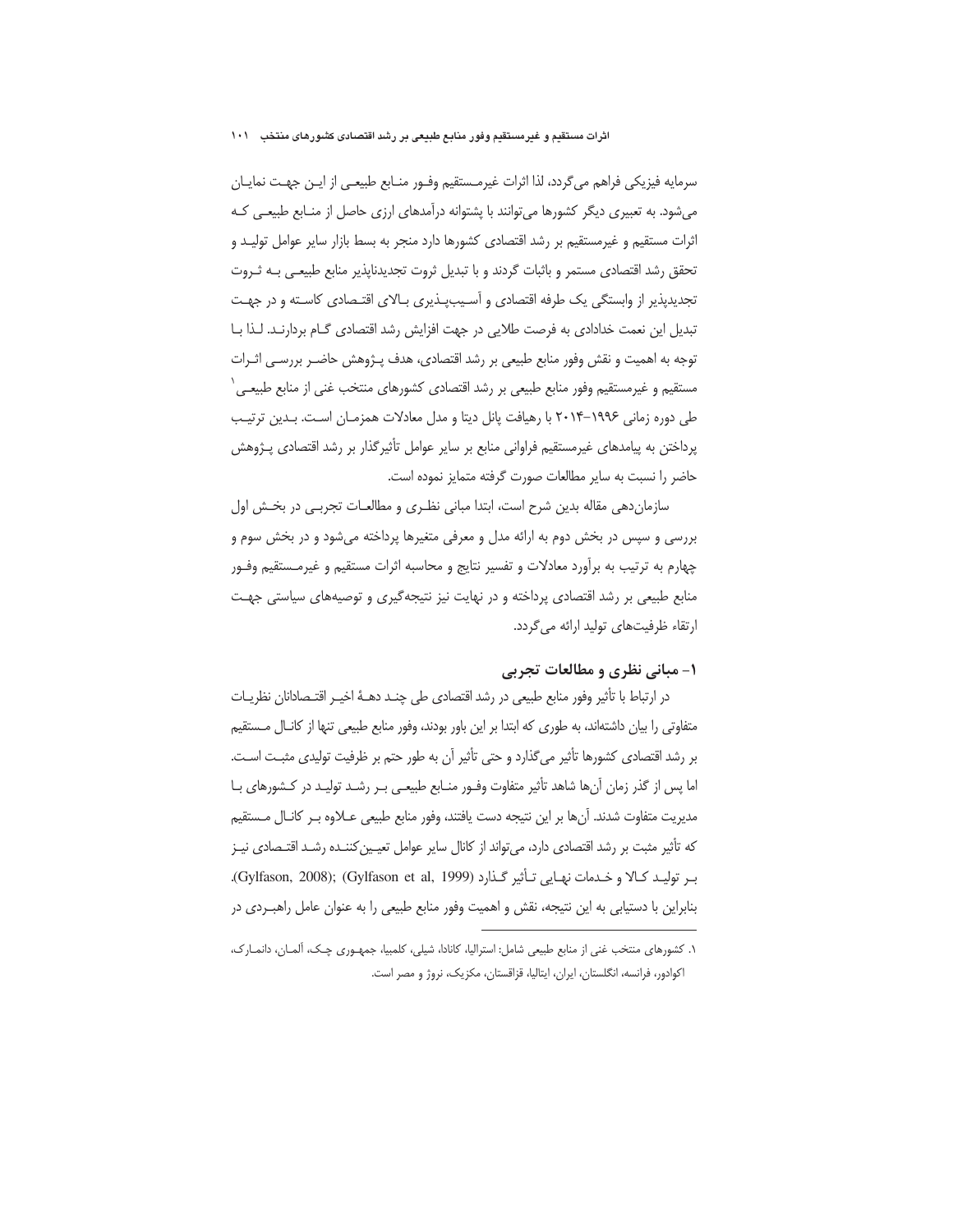سرمایه فیزیکی فراهم می‌گردد، لذا اثرات غیرمستقیم وفور منابع طبیعی از این جهت نمایان می‌شود. به تعبیری دیگر کشورها می‌توانند با پشتوانه درآمدهای ارزی حاصل از منابع طبیعی که اثرات مستقیم و غیرمستقیم بر رشد اقتصادی کشورها دارد منجر به بسط بازار سایر عوامل تولید و تحقق رشد اقتصادی مستمر و باثبات گردند و با تبدیل ثروت تجدیدناپذیر منابع طبیعی به ثروت تجدیدپذیر از وابستگی یک طرفه اقتصادی و آسیب‌پذیری بالای اقتصادی کاسته و در جهت تبدیل این نعمت خدادادی به فرصت طلایی در جهت افزایش رشد اقتصادی گام بردارند. لذا با توجه به اهمیت و نقش وفور منابع طبیعی بر رشد اقتصادی، هدف پژوهش حاضر بررسی اثرات مستقیم و غیرمستقیم وفور منابع طبیعی بر رشد اقتصادی کشورهای منتخب غنی از منابع طبیعی[1] طی دوره زمانی ۱۹۹۶-۲۰۱۴ با رهیافت پانل دیتا و مدل معادلات همزمان است. بدین ترتیب پرداختن به پیامدهای غیرمستقیم فراوانی منابع بر سایر عوامل تأثیرگذار بر رشد اقتصادی پژوهش حاضر را نسبت به سایر مطالعات صورت گرفته متمایز نموده است.

سازمان‌دهی مقاله بدین شرح است، ابتدا مبانی نظری و مطالعات تجربی در بخش اول بررسی و سپس در بخش دوم به ارائه مدل و معرفی متغیرها پرداخته می‌شود و در بخش سوم و چهارم به ترتیب به برآورد معادلات و تفسیر نتایج و محاسبه اثرات مستقیم و غیرمستقیم وفور منابع طبیعی بر رشد اقتصادی پرداخته و در نهایت نیز نتیجه‌گیری و توصیه‌های سیاستی جهت ارتقاء ظرفیت‌های تولید ارائه می‌گردد.

## ۱- مبانی نظری و مطالعات تجربی

در ارتباط با تأثیر وفور منابع طبیعی در رشد اقتصادی طی چند دههٔ اخیر اقتصادانان نظریات متفاوتی را بیان داشته‌اند، به طوری که ابتدا بر این باور بودند، وفور منابع طبیعی تنها از کانال مستقیم بر رشد اقتصادی کشورها تأثیر می‌گذارد و حتی تأثیر آن به طور حتم بر ظرفیت تولیدی مثبت است. اما پس از گذر زمان آن‌ها شاهد تأثیر متفاوت وفور منابع طبیعی بر رشد تولید در کشورهای با مدیریت متفاوت شدند. آن‌ها بر این نتیجه دست یافتند، وفور منابع طبیعی علاوه بر کانال مستقیم که تأثیر مثبت بر رشد اقتصادی دارد، می‌تواند از کانال سایر عوامل تعیین‌کننده رشد اقتصادی نیز بر تولید کالا و خدمات نهایی تأثیر گذارد (Gylfason, 2008); (Gylfason et al, 1999). بنابراین با دستیابی به این نتیجه، نقش و اهمیت وفور منابع طبیعی را به عنوان عامل راهبردی در

---

۱. کشورهای منتخب غنی از منابع طبیعی شامل: استرالیا، کانادا، شیلی، کلمبیا، جمهوری چک، آلمان، دانمارک، اکوادور، فرانسه، انگلستان، ایران، ایتالیا، قزاقستان، مکزیک، نروژ و مصر است.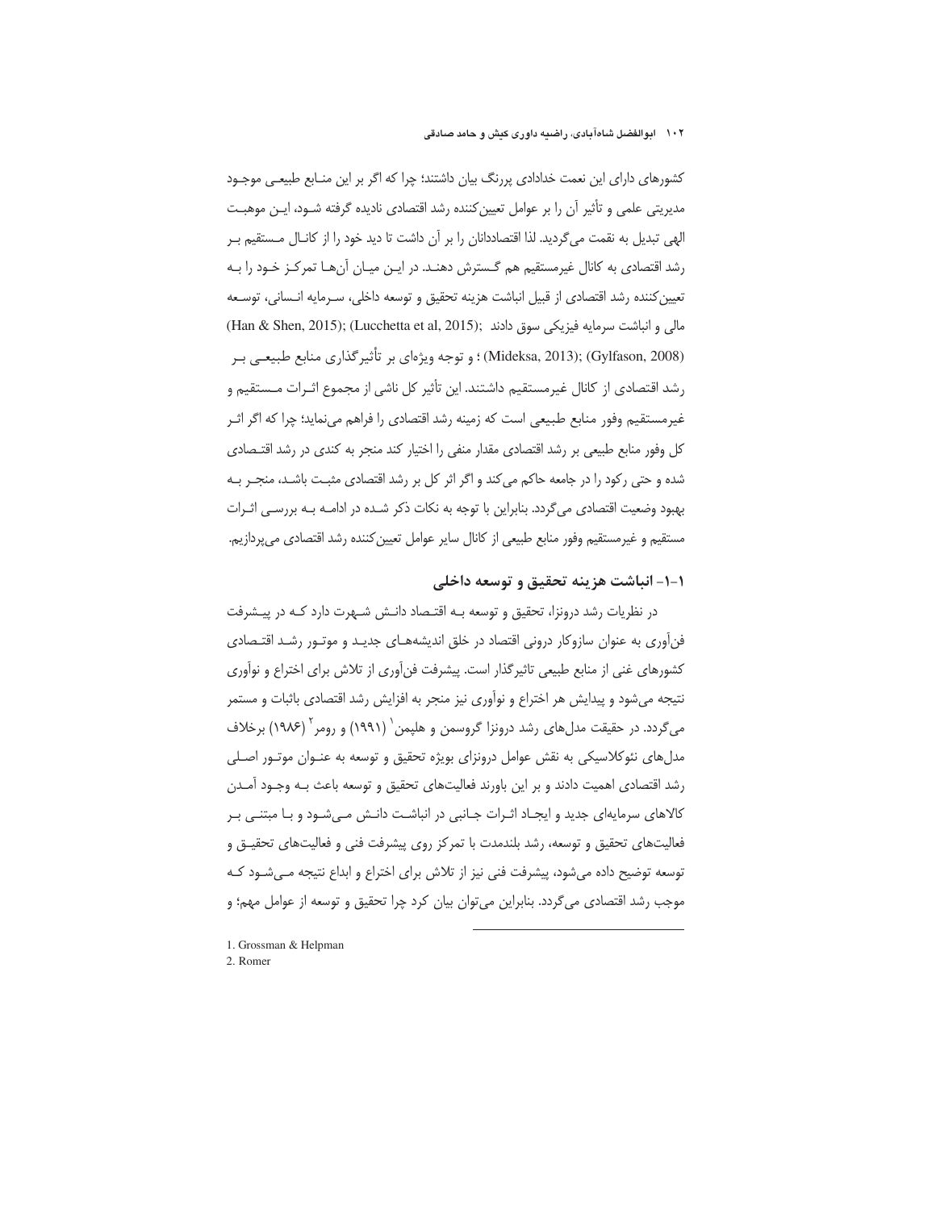کشورهای دارای این نعمت خدادادی پررنگ بیان داشتند؛ چرا که اگر بر این منابع طبیعی موجود مدیریتی علمی و تأثیر آن را بر عوامل تعیین‌کننده رشد اقتصادی نادیده گرفته شود، این موهبت الهی تبدیل به نقمت می‌گردید. لذا اقتصاددانان را بر آن داشت تا دید خود را از کانال مستقیم بر رشد اقتصادی به کانال غیرمستقیم هم گسترش دهند. در این میان آن‌ها تمرکز خود را به تعیین‌کننده رشد اقتصادی از قبیل انباشت هزینه تحقیق و توسعه داخلی، سرمایه انسانی، توسعه مالی و انباشت سرمایه فیزیکی سوق دادند (Han & Shen, 2015); (Lucchetta et al, 2015); (Mideksa, 2013); (Gylfason, 2008)؛ و توجه ویژه‌ای بر تأثیرگذاری منابع طبیعی بر رشد اقتصادی از کانال غیرمستقیم داشتند. این تأثیر کل ناشی از مجموع اثرات مستقیم و غیرمستقیم وفور منابع طبیعی است که زمینه رشد اقتصادی را فراهم می‌نماید؛ چرا که اگر اثر کل وفور منابع طبیعی بر رشد اقتصادی مقدار منفی را اختیار کند منجر به کندی در رشد اقتصادی شده و حتی رکود را در جامعه حاکم می‌کند و اگر اثر کل بر رشد اقتصادی مثبت باشد، منجر به بهبود وضعیت اقتصادی می‌گردد. بنابراین با توجه به نکات ذکر شده در ادامه به بررسی اثرات مستقیم و غیرمستقیم وفور منابع طبیعی از کانال سایر عوامل تعیین‌کننده رشد اقتصادی می‌پردازیم.

### ۱-۱- انباشت هزینه تحقیق و توسعه داخلی

در نظریات رشد درونزا، تحقیق و توسعه به اقتصاد دانش شهرت دارد که در پیشرفت فن‌آوری به عنوان سازوکار درونی اقتصاد در خلق اندیشه‌های جدید و موتور رشد اقتصادی کشورهای غنی از منابع طبیعی تاثیرگذار است. پیشرفت فن‌آوری از تلاش برای اختراع و نوآوری نتیجه می‌شود و پیدایش هر اختراع و نوآوری نیز منجر به افزایش رشد اقتصادی باثبات و مستمر می‌گردد. در حقیقت مدل‌های رشد درونزا گروسمن و هلپمن[1] (۱۹۹۱) و رومر[2] (۱۹۸۶) برخلاف مدل‌های نئوکلاسیکی به نقش عوامل درونزای بویژه تحقیق و توسعه به عنوان موتور اصلی رشد اقتصادی اهمیت دادند و بر این باورند فعالیت‌های تحقیق و توسعه باعث به وجود آمدن کالاهای سرمایه‌ای جدید و ایجاد اثرات جانبی در انباشت دانش می‌شود و با مبتنی بر فعالیت‌های تحقیق و توسعه، رشد بلندمدت با تمرکز روی پیشرفت فنی و فعالیت‌های تحقیق و توسعه توضیح داده می‌شود، پیشرفت فنی نیز از تلاش برای اختراع و ابداع نتیجه می‌شود که موجب رشد اقتصادی می‌گردد. بنابراین می‌توان بیان کرد چرا تحقیق و توسعه از عوامل مهم؛ و

---

1. Grossman & Helpman
2. Romer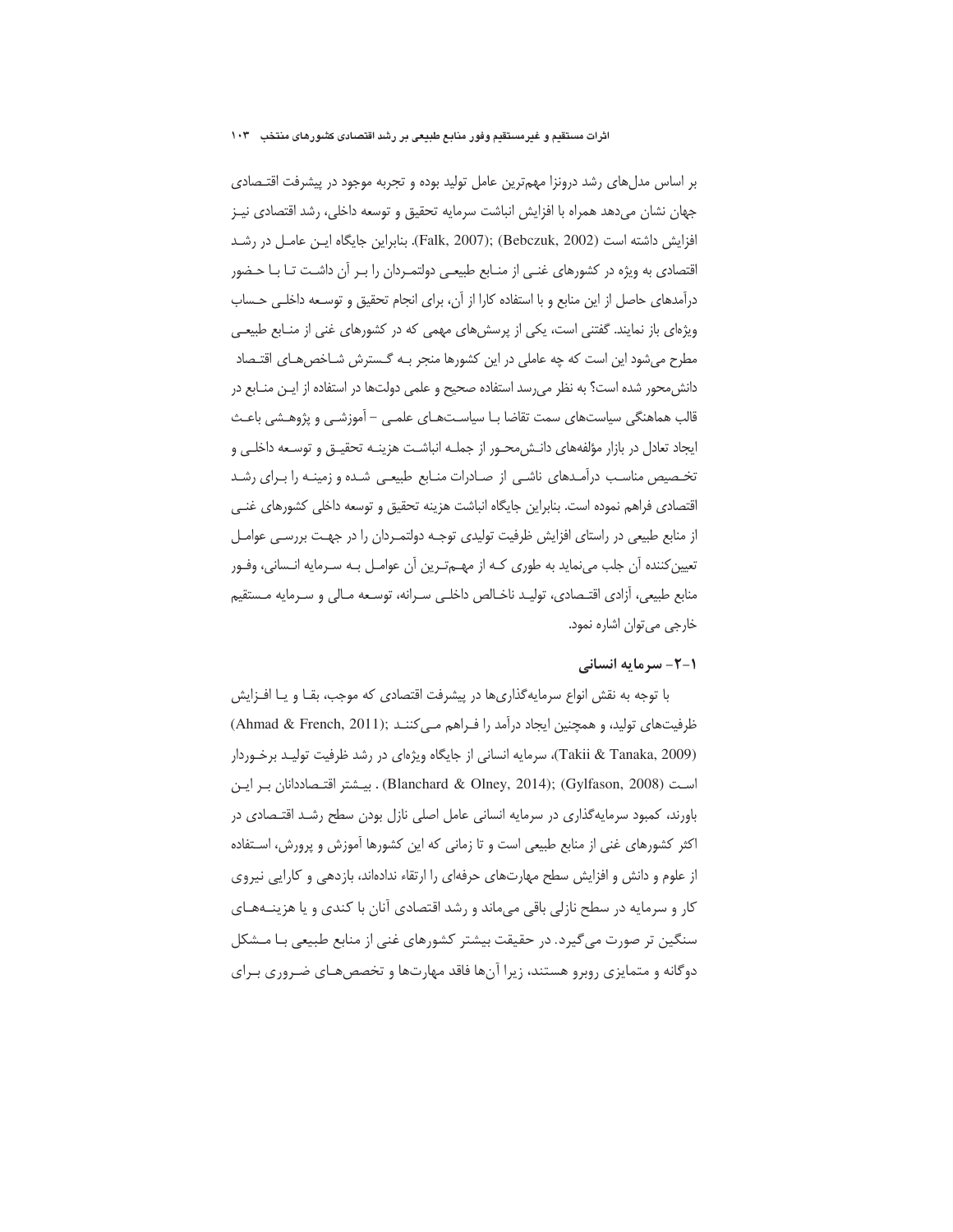بر اساس مدل‌های رشد درونزا مهم‌ترین عامل تولید بوده و تجربه موجود در پیشرفت اقتـصادی جهان نشان می‌دهد همراه با افزایش انباشت سرمایه تحقیق و توسعه داخلی، رشد اقتصادی نیـز افزایش داشته است (Falk, 2007); (Bebczuk, 2002). بنابراین جایگاه ایـن عامـل در رشـد اقتصادی به ویژه در کشورهای غنـی از منـابع طبیعـی دولتمـردان را بـر آن داشـت تـا بـا حـضور درآمدهای حاصل از این منابع و با استفاده کارا از آن، برای انجام تحقیق و توسـعه داخلـی حـساب ویژه‌ای باز نمایند. گفتنی است، یکی از پرسش‌های مهمی که در کشورهای غنی از منـابع طبیعـی مطرح می‌شود این است که چه عاملی در این کشورها منجر بـه گـسترش شـاخص‌هـای اقتـصاد دانش‌محور شده است؟ به نظر می‌رسد استفاده صحیح و علمی دولت‌ها در استفاده از ایـن منـابع در قالب هماهنگی سیاست‌های سمت تقاضا بـا سیاسـت‌هـای علمـی – آموزشـی و پژوهـشی باعـث ایجاد تعادل در بازار مؤلفه‌های دانـش‌محـور از جملـه انباشـت هزینـه تحقیـق و توسـعه داخلـی و تخـصیص مناسـب درآمـدهای ناشـی از صـادرات منـابع طبیعـی شـده و زمینـه را بـرای رشـد اقتصادی فراهم نموده است. بنابراین جایگاه انباشت هزینه تحقیق و توسعه داخلی کشورهای غنـی از منابع طبیعی در راستای افزایش ظرفیت تولیدی توجـه دولتمـردان را در جهـت بررسـی عوامـل تعیین‌کننده آن جلب می‌نماید به طوری کـه از مهـم‌تـرین آن عوامـل بـه سـرمایه انـسانی، وفـور منابع طبیعی، آزادی اقتـصادی، تولیـد ناخـالص داخلـی سـرانه، توسـعه مـالی و سـرمایه مـستقیم خارجی می‌توان اشاره نمود.

### ۱-۲- سرمایه انسانی

با توجه به نقش انواع سرمایه‌گذاری‌ها در پیشرفت اقتصادی که موجب، بقـا و یـا افـزایش ظرفیت‌های تولید، و همچنین ایجاد درآمد را فـراهم مـی‌کننـد ;(Ahmad & French, 2011) (Takii & Tanaka, 2009)، سرمایه انسانی از جایگاه ویژه‌ای در رشد ظرفیت تولیـد برخـوردار اسـت (Gylfason, 2008); (Blanchard & Olney, 2014) . بیـشتر اقتـصاددانان بـر ایـن باورند، کمبود سرمایه‌گذاری در سرمایه انسانی عامل اصلی نازل بودن سطح رشـد اقتـصادی در اکثر کشورهای غنی از منابع طبیعی است و تا زمانی که این کشورها آموزش و پرورش، اسـتفاده از علوم و دانش و افزایش سطح مهارت‌های حرفه‌ای را ارتقاء نداده‌اند، بازدهی و کارایی نیروی کار و سرمایه در سطح نازلی باقی می‌ماند و رشد اقتصادی آنان با کندی و یا هزینـه‌هـای سنگین تر صورت می‌گیرد. در حقیقت بیشتر کشورهای غنی از منابع طبیعی بـا مـشکل دوگانه و متمایزی روبرو هستند، زیرا آن‌ها فاقد مهارت‌ها و تخصص‌هـای ضـروری بـرای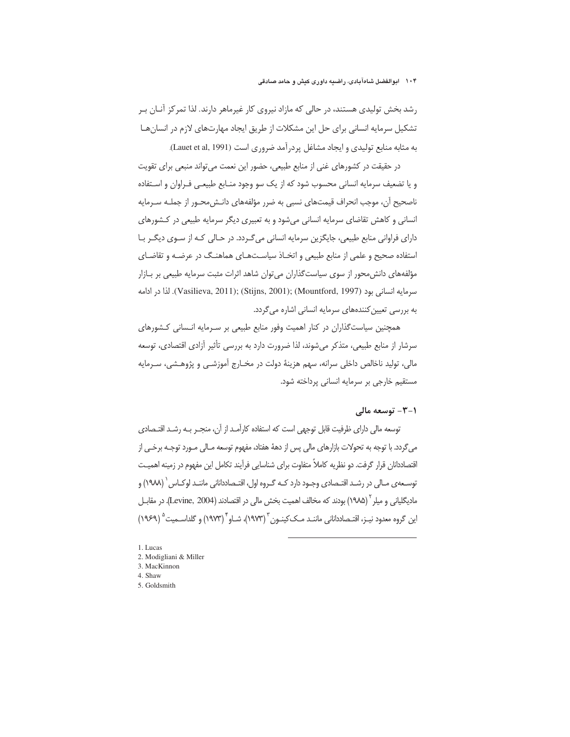رشد بخش تولیدی هستند، در حالی که مازاد نیروی کار غیرماهر دارند. لذا تمرکز آنـان بـر تشکیل سرمایه انسانی برای حل این مشکلات از طریق ایجاد مهارت‌های لازم در انسان‌ها به مثابه منابع تولیدی و ایجاد مشاغل پردرآمد ضروری است (Lauet et al, 1991).

در حقیقت در کشورهای غنی از منابع طبیعی، حضور این نعمت می‌تواند منبعی برای تقویت و یا تضعیف سرمایه انسانی محسوب شود که از یک سو وجود منـابع طبیعـی فـراوان و اسـتفاده ناصحیح آن، موجب انحراف قیمت‌های نسبی به ضرر مؤلفه‌های دانـش‌محـور از جملـه سـرمایه انسانی و کاهش تقاضای سرمایه انسانی می‌شود و به تعبیری دیگر سرمایه طبیعی در کـشورهای دارای فراوانی منابع طبیعی، جایگزین سرمایه انسانی می‌گـردد. در حـالی کـه از سـوی دیگـر بـا استفاده صحیح و علمی از منابع طبیعی و اتخـاذ سیاسـت‌هـای هماهنـگ در عرضـه و تقاضـای مؤلفه‌های دانش‌محور از سوی سیاست‌گذاران می‌توان شاهد اثرات مثبت سرمایه طبیعی بر بـازار سرمایه انسانی بود (Vasilieva, 2011); (Stijns, 2001); (Mountford, 1997). لذا در ادامه به بررسی تعیین‌کننده‌های سرمایه انسانی اشاره می‌گردد.

همچنین سیاست‌گذاران در کنار اهمیت وفور منابع طبیعی بر سـرمایه انـسانی کـشورهای سرشار از منابع طبیعی، متذکر می‌شوند، لذا ضرورت دارد به بررسی تأثیر آزادی اقتصادی، توسعه مالی، تولید ناخالص داخلی سرانه، سهم هزینهٔ دولت در مخـارج آموزشـی و پژوهـشی، سـرمایه مستقیم خارجی بر سرمایه انسانی پرداخته شود.

### ۱-۳- توسعه مالی

توسعه مالی دارای ظرفیت قابل توجهی است که استفاده کارآمـد از آن، منجـر بـه رشـد اقتـصادی می‌گردد. با توجه به تحولات بازارهای مالی پس از دههٔ هفتاد، مفهوم توسعه مـالی مـورد توجـه برخـی از اقتصاددانان قرار گرفت. دو نظریه کاملاً متفاوت برای شناسایی فرآیند تکامل این مفهوم در زمینه اهمیـت توسـعه‌ی مـالی در رشـد اقتـصادی وجـود دارد کـه گـروه اول، اقتـصاددانانی ماننـد لوکـاس[1] (۱۹۸۸) و مادیگلیانی و میلر[2] (۱۹۸۵) بودند که مخالف اهمیت بخش مالی در اقتصادند (Levine, 2004). در مقابـل این گروه معدود نیـز، اقتـصاددانانی ماننـد مـک‌کینـون[3] (۱۹۷۳)، شـاو[4] (۱۹۷۳) و گلداسـمیت[5] (۱۹۶۹)

---

1. Lucas
2. Modigliani & Miller
3. MacKinnon
4. Shaw
5. Goldsmith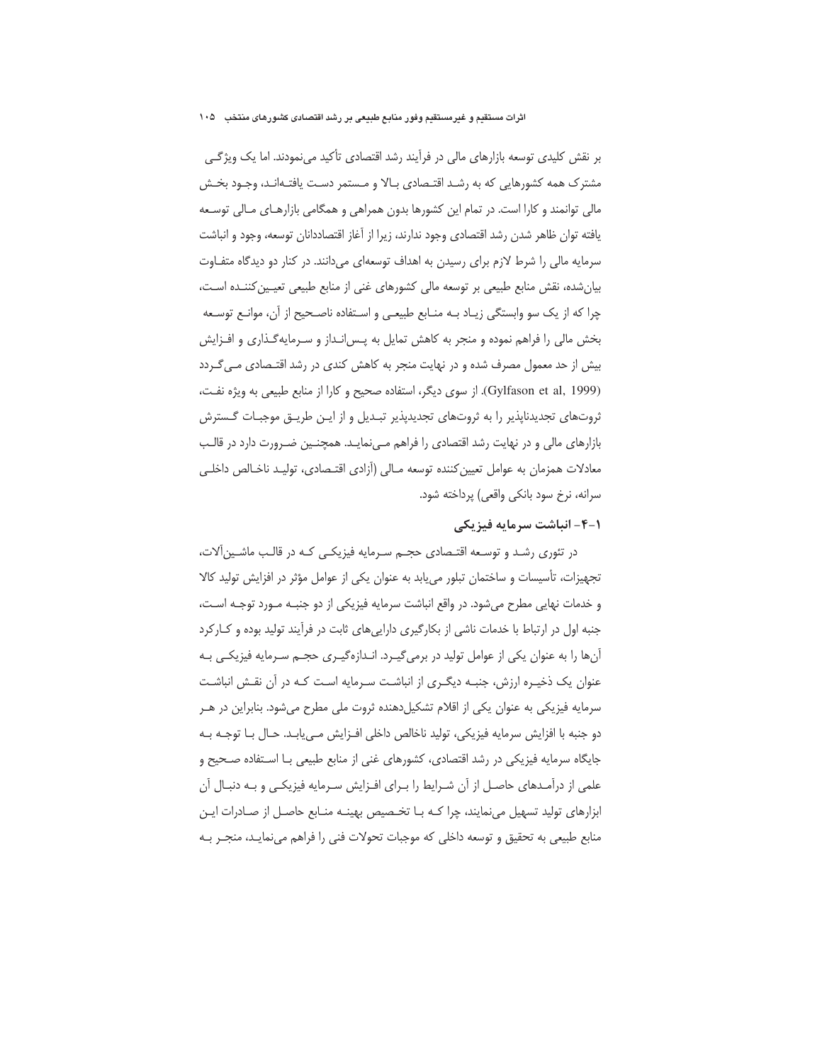بر نقش کلیدی توسعه بازارهای مالی در فرآیند رشد اقتصادی تأکید می‌نمودند. اما یک ویژگی مشترک همه کشورهایی که به رشد اقتصادی بالا و مستمر دست یافته‌اند، وجود بخش مالی توانمند و کارا است. در تمام این کشورها بدون همراهی و همگامی بازارهای مالی توسعه یافته توان ظاهر شدن رشد اقتصادی وجود ندارند، زیرا از آغاز اقتصاددانان توسعه، وجود و انباشت سرمایه مالی را شرط لازم برای رسیدن به اهداف توسعه‌ای می‌دانند. در کنار دو دیدگاه متفاوت بیان‌شده، نقش منابع طبیعی بر توسعه مالی کشورهای غنی از منابع طبیعی تعیین‌کننده است، چرا که از یک سو وابستگی زیاد به منابع طبیعی و استفاده ناصحیح از آن، موانع توسعه بخش مالی را فراهم نموده و منجر به کاهش تمایل به پس‌انداز و سرمایه‌گذاری و افزایش بیش از حد معمول مصرف شده و در نهایت منجر به کاهش کندی در رشد اقتصادی می‌گردد (Gylfason et al, 1999). از سوی دیگر، استفاده صحیح و کارا از منابع طبیعی به ویژه نفت، ثروت‌های تجدیدناپذیر را به ثروت‌های تجدیدپذیر تبدیل و از این طریق موجبات گسترش بازارهای مالی و در نهایت رشد اقتصادی را فراهم می‌نماید. همچنین ضرورت دارد در قالب معادلات همزمان به عوامل تعیین‌کننده توسعه مالی (آزادی اقتصادی، تولید ناخالص داخلی سرانه، نرخ سود بانکی واقعی) پرداخته شود.

### ۱-۴- انباشت سرمایه فیزیکی

در تئوری رشد و توسعه اقتصادی حجم سرمایه فیزیکی که در قالب ماشین‌آلات، تجهیزات، تأسیسات و ساختمان تبلور می‌یابد به عنوان یکی از عوامل مؤثر در افزایش تولید کالا و خدمات نهایی مطرح می‌شود. در واقع انباشت سرمایه فیزیکی از دو جنبه مورد توجه است، جنبه اول در ارتباط با خدمات ناشی از بکارگیری دارایی‌های ثابت در فرآیند تولید بوده و کارکرد آن‌ها را به عنوان یکی از عوامل تولید در برمی‌گیرد. اندازه‌گیری حجم سرمایه فیزیکی به عنوان یک ذخیره ارزش، جنبه دیگری از انباشت سرمایه است که در آن نقش انباشت سرمایه فیزیکی به عنوان یکی از اقلام تشکیل‌دهنده ثروت ملی مطرح می‌شود. بنابراین در هر دو جنبه با افزایش سرمایه فیزیکی، تولید ناخالص داخلی افزایش می‌یابد. حال با توجه به جایگاه سرمایه فیزیکی در رشد اقتصادی، کشورهای غنی از منابع طبیعی با استفاده صحیح و علمی از درآمدهای حاصل از آن شرایط را برای افزایش سرمایه فیزیکی و به دنبال آن ابزارهای تولید تسهیل می‌نمایند، چرا که با تخصیص بهینه منابع حاصل از صادرات این منابع طبیعی به تحقیق و توسعه داخلی که موجبات تحولات فنی را فراهم می‌نماید، منجر به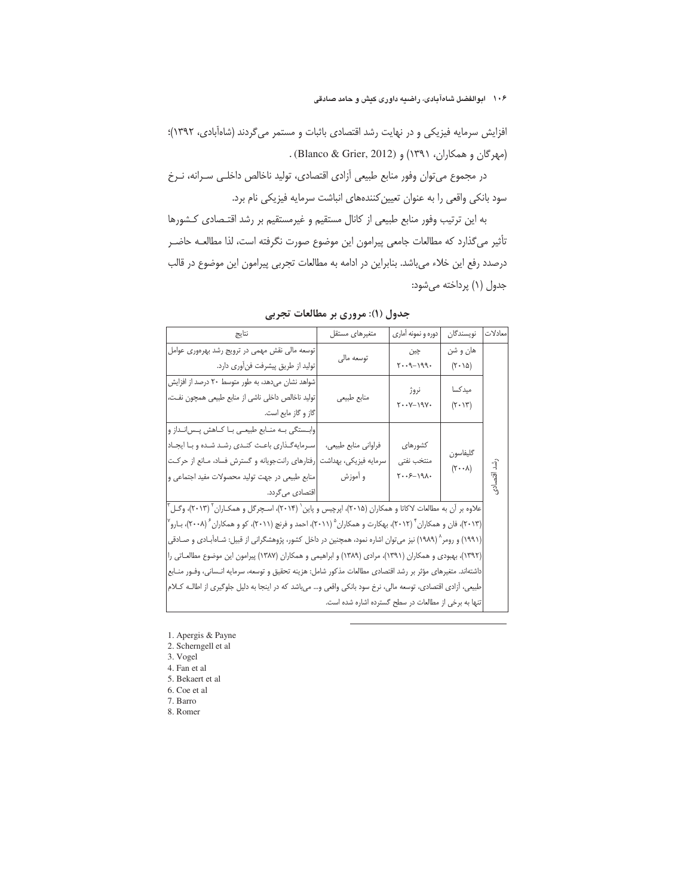افزایش سرمایه فیزیکی و در نهایت رشد اقتصادی باثبات و مستمر می‌گردند (شاه‌آبادی، ۱۳۹۲)؛ (مهرگان و همکاران، ۱۳۹۱) و (Blanco & Grier, 2012) .

در مجموع می‌توان وفور منابع طبیعی آزادی اقتصادی، تولید ناخالص داخلـی سـرانه، نـرخ سود بانکی واقعی را به عنوان تعیین‌کننده‌های انباشت سرمایه فیزیکی نام برد.

به این ترتیب وفور منابع طبیعی از کانال مستقیم و غیرمستقیم بر رشد اقتـصادی کـشورها تأثیر می‌گذارد که مطالعات جامعی پیرامون این موضوع صورت نگرفته است، لذا مطالعـه حاضـر درصدد رفع این خلاء می‌باشد. بنابراین در ادامه به مطالعات تجربی پیرامون این موضوع در قالب جدول (۱) پرداخته می‌شود:

**جدول (۱): مروری بر مطالعات تجربی**

| معادلات | نویسندگان | دوره و نمونه آماری | متغیرهای مستقل | نتایج |
|---|---|---|---|---|
| رشد اقتصادی | هان و شن (۲۰۱۵) | چین ۱۹۹۰–۲۰۰۹ | توسعه مالی | توسعه مالی نقش مهمی در ترویج رشد بهره‌وری عوامل تولید از طریق پیشرفت فن‌آوری دارد. |
| | میدکسا (۲۰۱۳) | نروژ ۱۹۷۰–۲۰۰۷ | منابع طبیعی | شواهد نشان می‌دهد، به طور متوسط ۲۰ درصد از افزایش تولید ناخالص داخلی ناشی از منابع طبیعی همچون نفت، گاز و گاز مایع است. |
| | گلیفاسون (۲۰۰۸) | کشورهای منتخب نفتی ۱۹۸۰–۲۰۰۶ | فراوانی منابع طبیعی، سرمایه فیزیکی، بهداشت و آموزش | وابستگی بـه منـابع طبیعـی بـا کـاهش پـس‌انـداز و سـرمایه‌گـذاری باعـث کنـدی رشـد شـده و بـا ایجـاد رفتارهای رانت‌جویانه و گسترش فساد، مـانع از حرکـت منابع طبیعی در جهت تولید محصولات مفید اجتماعی و اقتصادی می‌گردد. |
| | علاوه بر آن به مطالعات لاکاتا و همکاران (۲۰۱۵)، اپرچیس و پاین[1] (۲۰۱۴)، اسـچرگل و همکـاران[2] (۲۰۱۳)، وگـل[3] (۲۰۱۳)، فان و همکاران[4] (۲۰۱۲)، بهکارت و همکاران[5] (۲۰۱۱)، احمد و فرنچ (۲۰۱۱)، کو و همکاران[6] (۲۰۰۸)، بـارو[7] (۱۹۹۱) و رومر[8] (۱۹۸۹) نیز می‌توان اشاره نمود، همچنین در داخل کشور، پژوهشگرانی از قبیل: شـاه‌آبـادی و صـادقی (۱۳۹۲)، بهبودی و همکاران (۱۳۹۱)، مرادی (۱۳۸۹) و ابراهیمی و همکاران (۱۳۸۷) پیرامون این موضوع مطالعـاتی را داشته‌اند. متغیرهای مؤثر بر رشد اقتصادی مطالعات مذکور شامل: هزینه تحقیق و توسعه، سرمایه انـسانی، وفـور منـابع طبیعی، آزادی اقتصادی، توسعه مالی، نرخ سود بانکی واقعی و... می‌باشد که در اینجا به دلیل جلوگیری از اطالـه کـلام تنها به برخی از مطالعات در سطح گسترده اشاره شده است. | | | |

1. Apergis & Payne
2. Scherngell et al
3. Vogel
4. Fan et al
5. Bekaert et al
6. Coe et al
7. Barro
8. Romer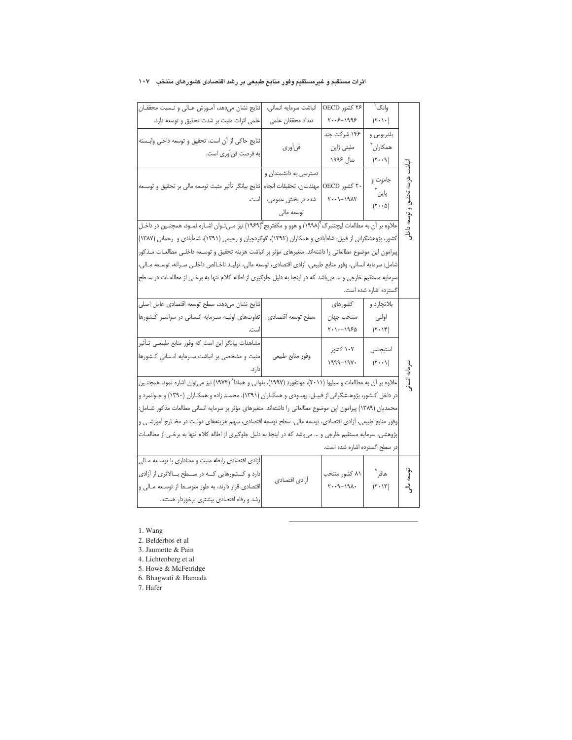| | محقق (سال) | نمونه | متغیرها | نتایج |
|---|---|---|---|---|
| انباشت هزینه تحقیق و توسعه داخلی | وانگ[1] (۲۰۱۰) | ۲۶ کشور OECD ۱۹۹۶-۲۰۰۶ | انباشت سرمایه انسانی، تعداد محققان علمی | نتایج نشان می‌دهد، آموزش عالی و نسبت محققان علمی اثرات مثبت بر شدت تحقیق و توسعه دارد. |
| | بلدربوس و همکاران[2] (۲۰۰۹) | ۱۴۶ شرکت چند ملیتی ژاپن سال ۱۹۹۶ | فن‌آوری | نتایج حاکی از آن است، تحقیق و توسعه داخلی وابسته به فرصت فن‌آوری است. |
| | جاموت و پاین[3] (۲۰۰۵) | ۲۰ کشور OECD ۱۹۸۲-۲۰۰۱ | دسترسی به دانشمندان و مهندسان، تحقیقات انجام شده در بخش عمومی، توسعه مالی | نتایج بیانگر تأثیر مثبت توسعه مالی بر تحقیق و توسعه است. |
| | علاوه بر آن به مطالعات لیچتنبرگ[4] (۱۹۹۸) و هوو و مکفتریج[5] (۱۹۶۹) نیز می‌توان اشاره نمود، همچنین در داخل کشور، پژوهشگرانی از قبیل: شاه‌آبادی و همکاران (۱۳۹۲)، گوگردچیان و رحیمی (۱۳۹۱)، شاه‌آبادی و رحمانی (۱۳۸۷) پیرامون این موضوع مطالعاتی را داشته‌اند. متغیرهای مؤثر بر انباشت هزینه تحقیق و توسعه داخلی مطالعات مذکور شامل: سرمایه انسانی، وفور منابع طبیعی، آزادی اقتصادی، توسعه مالی، تولید ناخالص داخلی سرانه، توسعه مالی، سرمایه مستقیم خارجی و ... می‌باشد که در اینجا به دلیل جلوگیری از اطاله کلام تنها به برخی از مطالعات در سطح گسترده اشاره شده است. | | | |
| سرمایه انسانی | بلاتچارد و اولنی (۲۰۱۴) | کشورهای منتخب جهان ۱۹۶۵-۲۰۱۰ | سطح توسعه اقتصادی | نتایج نشان می‌دهد، سطح توسعه اقتصادی عامل اصلی تفاوت‌های اولیه سرمایه انسانی در سراسر کشورها است. |
| | استیجنس (۲۰۰۱) | ۱۰۲ کشور ۱۹۷۰-۱۹۹۹ | وفور منابع طبیعی | مشاهدات بیانگر این است که وفور منابع طبیعی تأثیر مثبت و مشخصی بر انباشت سرمایه انسانی کشورها دارد. |
| | علاوه بر آن به مطالعات واسیلیوا (۲۰۱۱)، مونتفورد (۱۹۹۷)، بغواتی و همادا[6] (۱۹۷۴) نیز می‌توان اشاره نمود، همچنین در داخل کشور، پژوهشگرانی از قبیل: بهبودی و همکاران (۱۳۹۱)، محمد زاده و همکاران (۱۳۹۰) و جوانمرد و محمدیان (۱۳۸۹) پیرامون این موضوع مطالعاتی را داشته‌اند. متغیرهای مؤثر بر سرمایه انسانی مطالعات مذکور شامل: وفور منابع طبیعی، آزادی اقتصادی، توسعه مالی، سطح توسعه اقتصادی، سهم هزینه‌های دولت در مخارج آموزشی و پژوهشی، سرمایه مستقیم خارجی و ... می‌باشد که در اینجا به دلیل جلوگیری از اطاله کلام تنها به برخی از مطالعات در سطح گسترده اشاره شده است. | | | |
| توسعه مالی | هافر[7] (۲۰۱۳) | ۸۱ کشور منتخب ۱۹۸۰-۲۰۰۹ | آزادی اقتصادی | آزادی اقتصادی رابطه مثبت و معناداری با توسعه مالی دارد و کشورهایی که در سطح بالاتری از آزادی اقتصادی قرار دارند، به طور متوسط از توسعه مالی و رشد و رفاه اقتصادی بیشتری برخوردار هستند. |

---

1. Wang
2. Belderbos et al
3. Jaumotte & Pain
4. Lichtenberg et al
5. Howe & McFetridge
6. Bhagwati & Hamada
7. Hafer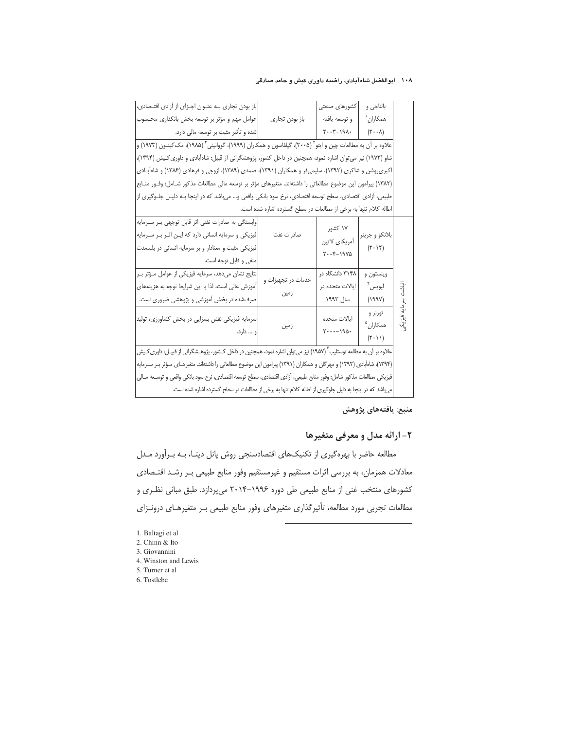| | بالتاجی و همکاران[1] (۲۰۰۸) | کشورهای صنعتی و توسعه یافته ۱۹۸۰-۲۰۰۳ | باز بودن تجاری | باز بودن تجاری به عنوان اجزای از آزادی اقتصادی، عوامل مهم و مؤثر بر توسعه بخش بانکداری محسوب شده و تأثیر مثبت بر توسعه مالی دارد. |
|---|---|---|---|---|
| | علاوه بر آن به مطالعات چین و ایتو[2] (۲۰۰۵)، گیلفاسون و همکاران (۱۹۹۹)، گووانینی[3] (۱۹۸۵)، مک‌کینون (۱۹۷۳) و شاو (۱۹۷۳) نیز می‌توان اشاره نمود، همچنین در داخل کشور، پژوهشگرانی از قبیل: شاه‌آبادی و داوری‌کیش (۱۳۹۴)، اکبری‌روشن و شاکری (۱۳۹۲)، سلیمی‌فر و همکاران (۱۳۹۱)، صمدی (۱۳۸۹)، ازوجی و فرهادی (۱۳۸۶) و شاه‌آبادی (۱۳۸۲) پیرامون این موضوع مطالعاتی را داشته‌اند. متغیرهای مؤثر بر توسعه مالی مطالعات مذکور شامل: وفور منابع طبیعی، آزادی اقتصادی، سطح توسعه اقتصادی، نرخ سود بانکی واقعی و... می‌باشد که در اینجا به دلیل جلوگیری از اطاله کلام تنها به برخی از مطالعات در سطح گسترده اشاره شده است. | | | |
| انباشت سرمایه فیزیکی | بلانکو و جرینر (۲۰۱۲) | ۱۷ کشور آمریکای لاتین ۱۹۷۵-۲۰۰۴ | صادرات نفت | وابستگی به صادرات نفتی اثر قابل توجهی بر سرمایه فیزیکی و سرمایه انسانی دارد که این اثر بر سرمایه فیزیکی مثبت و معنادار و بر سرمایه انسانی در بلندمدت منفی و قابل توجه است. |
| | وینستون و لیویس[4] (۱۹۹۷) | ۳۱۴۸ دانشگاه در ایالات متحده در سال ۱۹۹۳ | خدمات در تجهیزات و زمین | نتایج نشان می‌دهد، سرمایه فیزیکی از عوامل مؤثر بر آموزش عالی است، لذا با این شرایط توجه به هزینه‌های صرف‌شده در بخش آموزشی و پژوهشی ضروری است. |
| | تورنر و همکاران[5] (۲۰۱۱) | ایالات متحده ۱۹۵۰-۲۰۰۰ | زمین | سرمایه فیزیکی نقش بسزایی در بخش کشاورزی، تولید و ... دارد. |
| | علاوه بر آن به مطالعه توستلیب[6] (۱۹۵۷) نیز می‌توان اشاره نمود، همچنین در داخل کشور، پژوهشگرانی از قبیل: داوری‌کیش (۱۳۹۴)، شاه‌آبادی (۱۳۹۲) و مهرگان و همکاران (۱۳۹۱) پیرامون این موضوع مطالعاتی را داشته‌اند. متغیرهای مؤثر بر سرمایه فیزیکی مطالعات مذکور شامل: وفور منابع طبیعی، آزادی اقتصادی، سطح توسعه اقتصادی، نرخ سود بانکی واقعی و توسعه مالی می‌باشد که در اینجا به دلیل جلوگیری از اطاله کلام تنها به برخی از مطالعات در سطح گسترده اشاره شده است. | | | |

منبع: یافته‌های پژوهش

## ۲- ارائه مدل و معرفی متغیرها

مطالعه حاضر با بهره‌گیری از تکنیک‌های اقتصادسنجی روش پانل دیتا، به برآورد مدل معادلات همزمان، به بررسی اثرات مستقیم و غیرمستقیم وفور منابع طبیعی بر رشد اقتصادی کشورهای منتخب غنی از منابع طبیعی طی دوره ۱۹۹۶-۲۰۱۴ می‌پردازد. طبق مبانی نظری و مطالعات تجربی مورد مطالعه، تأثیرگذاری متغیرهای وفور منابع طبیعی بر متغیرهای درونزای

1. Baltagi et al
2. Chinn & Ito
3. Giovannini
4. Winston and Lewis
5. Turner et al
6. Tostlebe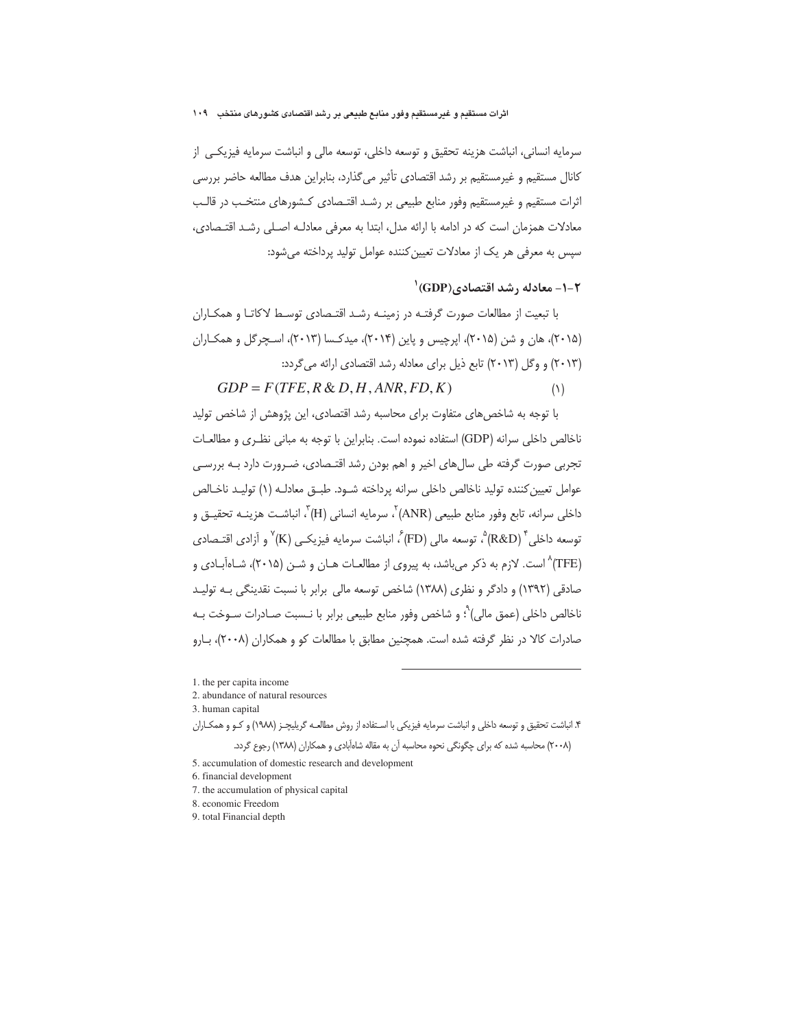سرمایه انسانی، انباشت هزینه تحقیق و توسعه داخلی، توسعه مالی و انباشت سرمایه فیزیکی از کانال مستقیم و غیرمستقیم بر رشد اقتصادی تأثیر می‌گذارد، بنابراین هدف مطالعه حاضر بررسی اثرات مستقیم و غیرمستقیم وفور منابع طبیعی بر رشد اقتصادی کشورهای منتخب در قالب معادلات همزمان است که در ادامه با ارائه مدل، ابتدا به معرفی معادله اصلی رشد اقتصادی، سپس به معرفی هر یک از معادلات تعیین‌کننده عوامل تولید پرداخته می‌شود:

### ۲-۱- معادله رشد اقتصادی(GDP)[1]

با تبعیت از مطالعات صورت گرفته در زمینه رشد اقتصادی توسط لاکاتا و همکاران (۲۰۱۵)، هان و شن (۲۰۱۵)، اپرچیس و پاین (۲۰۱۴)، میدکسا (۲۰۱۳)، اسچرگل و همکاران (۲۰۱۳) و وگل (۲۰۱۳) تابع ذیل برای معادله رشد اقتصادی ارائه می‌گردد:

$$GDP = F(TFE, R\&D, H, ANR, FD, K) \qquad (۱)$$

با توجه به شاخص‌های متفاوت برای محاسبه رشد اقتصادی، این پژوهش از شاخص تولید ناخالص داخلی سرانه (GDP) استفاده نموده است. بنابراین با توجه به مبانی نظری و مطالعات تجربی صورت گرفته طی سال‌های اخیر و اهم بودن رشد اقتصادی، ضرورت دارد به بررسی عوامل تعیین‌کننده تولید ناخالص داخلی سرانه پرداخته شود. طبق معادله (۱) تولید ناخالص داخلی سرانه، تابع وفور منابع طبیعی (ANR)[2]، سرمایه انسانی (H)[3]، انباشت هزینه تحقیق و توسعه داخلی[4] (R&D)[5]، توسعه مالی (FD)[6]، انباشت سرمایه فیزیکی (K)[7] و آزادی اقتصادی (TFE)[8] است. لازم به ذکر می‌باشد، به پیروی از مطالعات هان و شن (۲۰۱۵)، شاه‌آبادی و صادقی (۱۳۹۲) و دادگر و نظری (۱۳۸۸) شاخص توسعه مالی برابر با نسبت نقدینگی به تولید ناخالص داخلی (عمق مالی)[9]؛ و شاخص وفور منابع طبیعی برابر با نسبت صادرات سوخت به صادرات کالا در نظر گرفته شده است. همچنین مطابق با مطالعات کو و همکاران (۲۰۰۸)، بارو

---

1. the per capita income
2. abundance of natural resources
3. human capital
4. انباشت تحقیق و توسعه داخلی و انباشت سرمایه فیزیکی با استفاده از روش مطالعه گریلیچز (۱۹۸۸) و کو و همکاران (۲۰۰۸) محاسبه شده که برای چگونگی نحوه محاسبه آن به مقاله شاه‌آبادی و همکاران (۱۳۸۸) رجوع گردد.
5. accumulation of domestic research and development
6. financial development
7. the accumulation of physical capital
8. economic Freedom
9. total Financial depth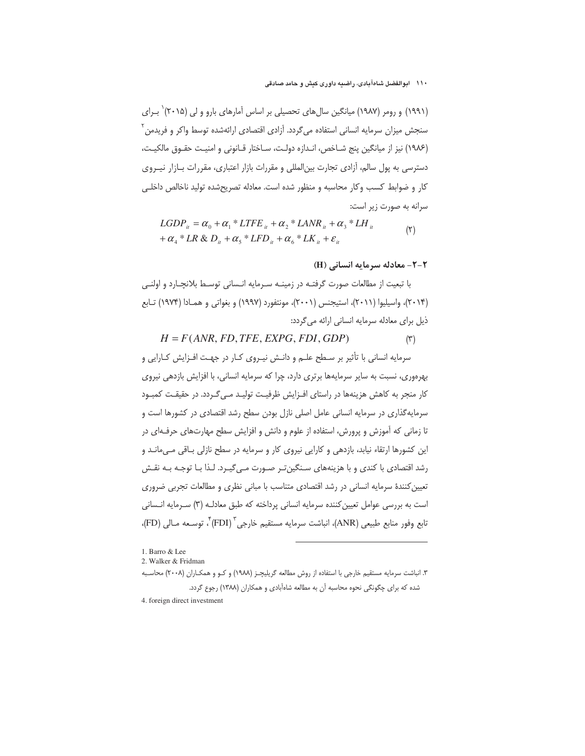(۱۹۹۱) و رومر (۱۹۸۷) میانگین سال‌های تحصیلی بر اساس آمارهای بارو و لی (۲۰۱۵)[1] بـرای سنجش میزان سرمایه انسانی استفاده می‌گردد. آزادی اقتصادی ارائه‌شده توسط واکر و فریدمن[2] (۱۹۸۶) نیز از میانگین پنج شـاخص، انـدازه دولـت، سـاختار قـانونی و امنیـت حقـوق مالکیـت، دسترسی به پول سالم، آزادی تجارت بین‌المللی و مقررات بازار اعتباری، مقررات بـازار نیـروی کار و ضوابط کسب وکار محاسبه و منظور شده است. معادله تصریح‌شده تولید ناخالص داخلـی سرانه به صورت زیر است:

$$LGDP_{it} = \alpha_0 + \alpha_1 * LTFE_{it} + \alpha_2 * LANR_{it} + \alpha_3 * LH_{it} + \alpha_4 * LR\&D_{it} + \alpha_5 * LFD_{it} + \alpha_6 * LK_{it} + \varepsilon_{it} \qquad (۲)$$

### ۲-۲- معادله سرمایه انسانی (H)

با تبعیت از مطالعات صورت گرفتـه در زمینـه سـرمایه انـسانی توسـط بلانچـارد و اولنـی (۲۰۱۴)، واسیلیوا (۲۰۱۱)، استیجنس (۲۰۰۱)، مونتفورد (۱۹۹۷) و بغواتی و همـادا (۱۹۷۴) تـابع ذیل برای معادله سرمایه انسانی ارائه می‌گردد:

$$H = F(ANR, FD, TFE, EXPG, FDI, GDP) \qquad (۳)$$

سرمایه انسانی با تأثیر بر سـطح علـم و دانـش نیـروی کـار در جهـت افـزایش کـارایی و بهره‌وری، نسبت به سایر سرمایه‌ها برتری دارد، چرا که سرمایه انسانی، با افزایش بازدهی نیروی کار منجر به کاهش هزینه‌ها در راستای افـزایش ظرفیـت تولیـد مـی‌گـردد. در حقیقـت کمبـود سرمایه‌گذاری در سرمایه انسانی عامل اصلی نازل بودن سطح رشد اقتصادی در کشورها است و تا زمانی که آموزش و پرورش، استفاده از علوم و دانش و افزایش سطح مهارت‌های حرفـه‌ای در این کشورها ارتقاء نیابد، بازدهی و کارایی نیروی کار و سرمایه در سطح نازلی بـاقی مـی‌مانـد و رشد اقتصادی با کندی و با هزینه‌های سـنگین‌تـر صـورت مـی‌گیـرد. لـذا بـا توجـه بـه نقـش تعیین‌کنندهٔ سرمایه انسانی در رشد اقتصادی متناسب با مبانی نظری و مطالعات تجربی ضروری است به بررسی عوامل تعیین‌کننده سرمایه انسانی پرداخته که طبق معادلـه (۳) سـرمایه انـسانی تابع وفور منابع طبیعی (ANR)، انباشت سرمایه مستقیم خارجی[3] (FDI)[4]، توسـعه مـالی (FD)،

---

1. Barro & Lee

2. Walker & Fridman

۳. انباشت سرمایه مستقیم خارجی با استفاده از روش مطالعه گریلیچـز (۱۹۸۸) و کـو و همکـاران (۲۰۰۸) محاسـبه شده که برای چگونگی نحوه محاسبه آن به مطالعه شاه‌آبادی و همکاران (۱۳۸۸) رجوع گردد.

4. foreign direct investment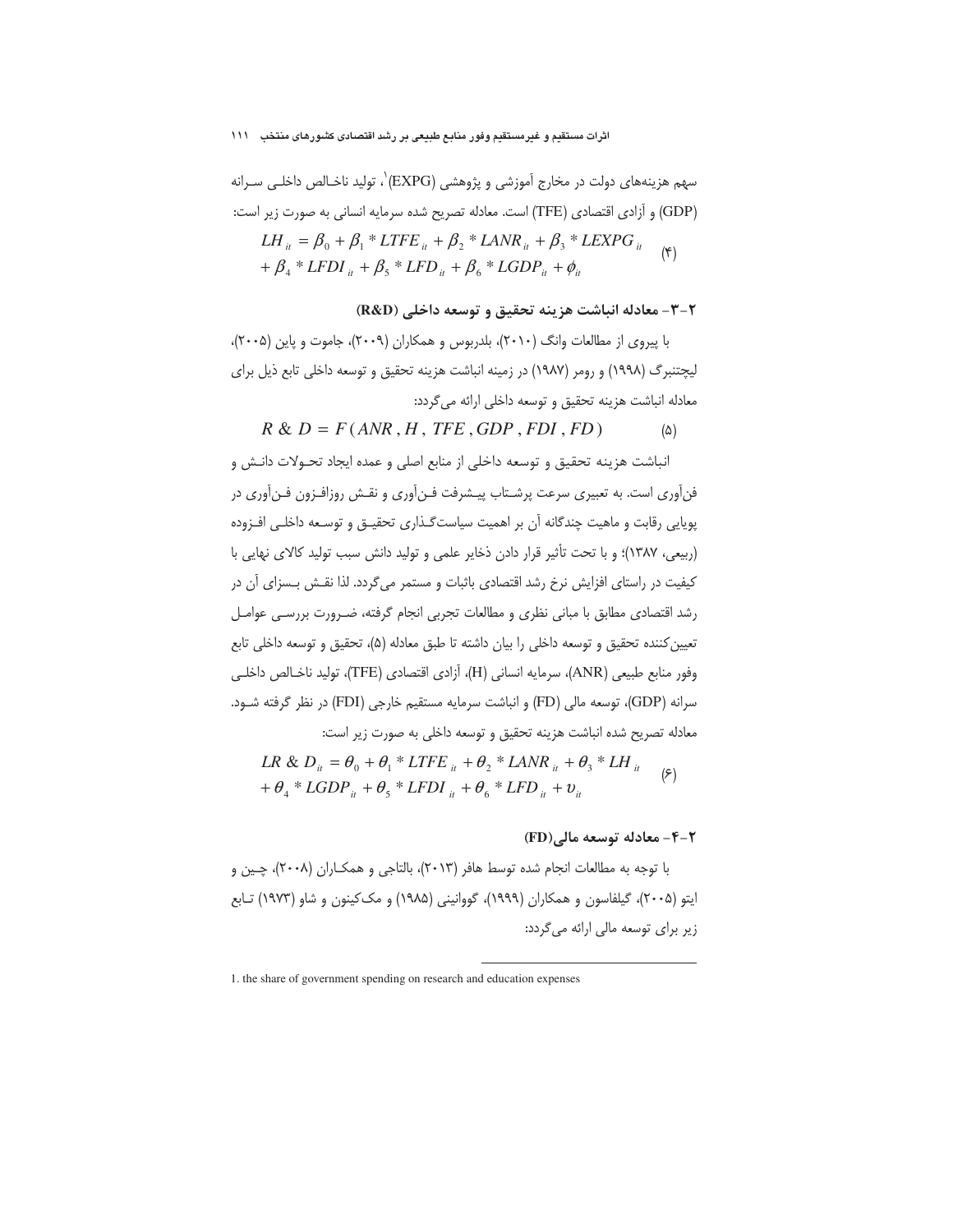سهم هزینه‌های دولت در مخارج آموزشی و پژوهشی (EXPG)[1]، تولید ناخالص داخلی سرانه (GDP) و آزادی اقتصادی (TFE) است. معادله تصریح شده سرمایه انسانی به صورت زیر است:

$$LH_{it} = \beta_0 + \beta_1 * LTFE_{it} + \beta_2 * LANR_{it} + \beta_3 * LEXPG_{it} + \beta_4 * LFDI_{it} + \beta_5 * LFD_{it} + \beta_6 * LGDP_{it} + \phi_{it} \quad (4)$$

### ۲-۳- معادله انباشت هزینه تحقیق و توسعه داخلی (R&D)

با پیروی از مطالعات وانگ (۲۰۱۰)، بلدربوس و همکاران (۲۰۰۹)، جاموت و پاین (۲۰۰۵)، لیچتنبرگ (۱۹۹۸) و رومر (۱۹۸۷) در زمینه انباشت هزینه تحقیق و توسعه داخلی تابع ذیل برای معادله انباشت هزینه تحقیق و توسعه داخلی ارائه می‌گردد:

$$R \& D = F(ANR, H, TFE, GDP, FDI, FD) \quad (5)$$

انباشت هزینه تحقیق و توسعه داخلی از منابع اصلی و عمده ایجاد تحولات دانش و فن‌آوری است. به تعبیری سرعت پرشتاب پیشرفت فن‌آوری و نقش روزافزون فن‌آوری در پویایی رقابت و ماهیت چندگانه آن بر اهمیت سیاست‌گذاری تحقیق و توسعه داخلی افزوده (ربیعی، ۱۳۸۷)؛ و با تحت تأثیر قرار دادن ذخایر علمی و تولید دانش سبب تولید کالای نهایی با کیفیت در راستای افزایش نرخ رشد اقتصادی باثبات و مستمر می‌گردد. لذا نقش بسزای آن در رشد اقتصادی مطابق با مبانی نظری و مطالعات تجربی انجام گرفته، ضرورت بررسی عوامل تعیین‌کننده تحقیق و توسعه داخلی را بیان داشته تا طبق معادله (۵)، تحقیق و توسعه داخلی تابع وفور منابع طبیعی (ANR)، سرمایه انسانی (H)، آزادی اقتصادی (TFE)، تولید ناخالص داخلی سرانه (GDP)، توسعه مالی (FD) و انباشت سرمایه مستقیم خارجی (FDI) در نظر گرفته شود. معادله تصریح شده انباشت هزینه تحقیق و توسعه داخلی به صورت زیر است:

$$LR \& D_{it} = \theta_0 + \theta_1 * LTFE_{it} + \theta_2 * LANR_{it} + \theta_3 * LH_{it} + \theta_4 * LGDP_{it} + \theta_5 * LFDI_{it} + \theta_6 * LFD_{it} + \upsilon_{it} \quad (6)$$

### ۲-۴- معادله توسعه مالی(FD)

با توجه به مطالعات انجام شده توسط هافر (۲۰۱۳)، بالتاجی و همکاران (۲۰۰۸)، چین و ایتو (۲۰۰۵)، گیلفاسون و همکاران (۱۹۹۹)، گووانینی (۱۹۸۵) و مک‌کینون و شاو (۱۹۷۳) تابع زیر برای توسعه مالی ارائه می‌گردد:

---

1. the share of government spending on research and education expenses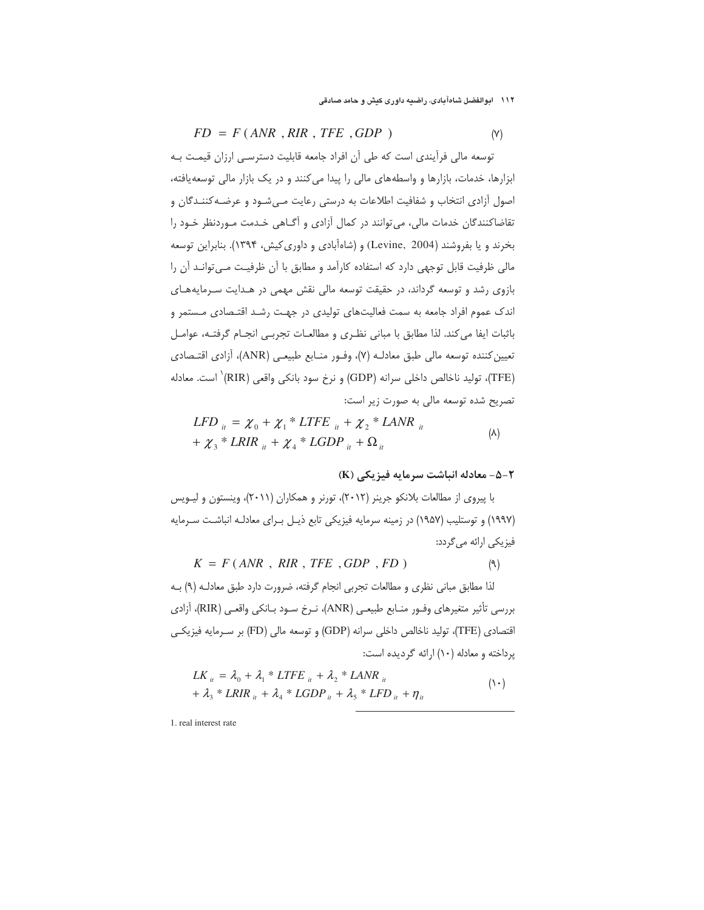$$FD = F(ANR, RIR, TFE, GDP) \qquad (۷)$$

توسعه مالی فرآیندی است که طی آن افراد جامعه قابلیت دسترسی ارزان قیمت بـه ابزارها، خدمات، بازارها و واسطه‌های مالی را پیدا می‌کنند و در یک بازار مالی توسعه‌یافته، اصول آزادی انتخاب و شفافیت اطلاعات به درستی رعایت مـی‌شـود و عرضـه‌کننـدگان و تقاضاکنندگان خدمات مالی، می‌توانند در کمال آزادی و آگـاهی خـدمت مـوردنظر خـود را بخرند و یا بفروشند (Levine, 2004) و (شاه‌آبادی و داوری‌کیش، ۱۳۹۴). بنابراین توسعه مالی ظرفیت قابل توجهی دارد که استفاده کارآمد و مطابق با آن ظرفیـت مـی‌توانـد آن را بازوی رشد و توسعه گرداند، در حقیقت توسعه مالی نقش مهمی در هـدایت سـرمایه‌هـای اندک عموم افراد جامعه به سمت فعالیت‌های تولیدی در جهـت رشـد اقتـصادی مـستمر و باثبات ایفا می‌کند. لذا مطابق با مبانی نظـری و مطالعـات تجربـی انجـام گرفتـه، عوامـل تعیین‌کننده توسعه مالی طبق معادلـه (۷)، وفـور منـابع طبیعـی (ANR)، آزادی اقتـصادی (TFE)، تولید ناخالص داخلی سرانه (GDP) و نرخ سود بانکی واقعی (RIR)[1] است. معادله تصریح شده توسعه مالی به صورت زیر است:

$$LFD_{it} = \chi_0 + \chi_1 * LTFE_{it} + \chi_2 * LANR_{it} + \chi_3 * LRIR_{it} + \chi_4 * LGDP_{it} + \Omega_{it} \qquad (۸)$$

### ۲-۵- معادله انباشت سرمایه فیزیکی (K)

با پیروی از مطالعات بلانکو جرینر (۲۰۱۲)، تورنر و همکاران (۲۰۱۱)، وینستون و لیـویس (۱۹۹۷) و توستلیب (۱۹۵۷) در زمینه سرمایه فیزیکی تابع ذیـل بـرای معادلـه انباشـت سـرمایه فیزیکی ارائه می‌گردد:

$$K = F(ANR, RIR, TFE, GDP, FD) \qquad (۹)$$

لذا مطابق مبانی نظری و مطالعات تجربی انجام گرفته، ضرورت دارد طبق معادلـه (۹) بـه بررسی تأثیر متغیرهای وفـور منـابع طبیعـی (ANR)، نـرخ سـود بـانکی واقعـی (RIR)، آزادی اقتصادی (TFE)، تولید ناخالص داخلی سرانه (GDP) و توسعه مالی (FD) بر سـرمایه فیزیکـی پرداخته و معادله (۱۰) ارائه گردیده است:

$$LK_{it} = \lambda_0 + \lambda_1 * LTFE_{it} + \lambda_2 * LANR_{it} + \lambda_3 * LRIR_{it} + \lambda_4 * LGDP_{it} + \lambda_5 * LFD_{it} + \eta_{it} \qquad (۱۰)$$

---

1. real interest rate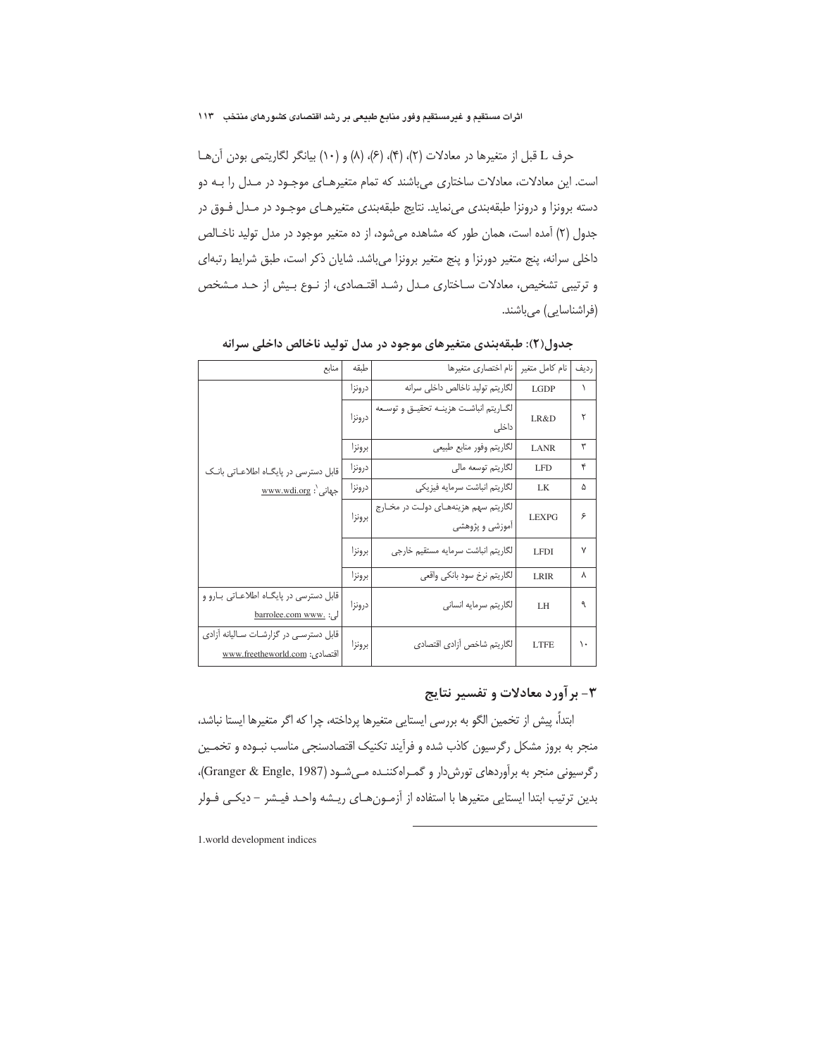حرف L قبل از متغیرها در معادلات (۲)، (۴)، (۶)، (۸) و (۱۰) بیانگر لگاریتمی بودن آن‌ها است. این معادلات، معادلات ساختاری می‌باشند که تمام متغیرهای موجود در مدل را به دو دسته برونزا و درونزا طبقه‌بندی می‌نماید. نتایج طبقه‌بندی متغیرهای موجود در مدل فوق در جدول (۲) آمده است، همان طور که مشاهده می‌شود، از ده متغیر موجود در مدل تولید ناخالص داخلی سرانه، پنج متغیر دورنزا و پنج متغیر برونزا می‌باشد. شایان ذکر است، طبق شرایط رتبه‌ای و ترتیبی تشخیص، معادلات ساختاری مدل رشد اقتصادی، از نوع بیش از حد مشخص (فراشناسایی) می‌باشند.

**جدول(۲): طبقه‌بندی متغیرهای موجود در مدل تولید ناخالص داخلی سرانه**

| ردیف | نام کامل متغیر | نام اختصاری متغیرها | طبقه | منابع |
|---|---|---|---|---|
| ۱ | LGDP | لگاریتم تولید ناخالص داخلی سرانه | درونزا | قابل دسترسی در پایگاه اطلاعاتی بانک جهانی[1]: www.wdi.org |
| ۲ | LR&D | لگاریتم انباشت هزینه تحقیق و توسعه داخلی | درونزا | |
| ۳ | LANR | لگاریتم وفور منابع طبیعی | برونزا | |
| ۴ | LFD | لگاریتم توسعه مالی | درونزا | |
| ۵ | LK | لگاریتم انباشت سرمایه فیزیکی | درونزا | |
| ۶ | LEXPG | لگاریتم سهم هزینه‌های دولت در مخارج آموزشی و پژوهشی | برونزا | |
| ۷ | LFDI | لگاریتم انباشت سرمایه مستقیم خارجی | برونزا | |
| ۸ | LRIR | لگاریتم نرخ سود بانکی واقعی | برونزا | |
| ۹ | LH | لگاریتم سرمایه انسانی | درونزا | قابل دسترس در پایگاه اطلاعاتی بارو و لی: barrolee.com www. |
| ۱۰ | LTFE | لگاریتم شاخص آزادی اقتصادی | برونزا | قابل دسترسی در گزارشات سالیانه آزادی اقتصادی: www.freetheworld.com |

## ۳- برآورد معادلات و تفسیر نتایج

ابتداً، پیش از تخمین الگو به بررسی ایستایی متغیرها پرداخته، چرا که اگر متغیرها ایستا نباشد، منجر به بروز مشکل رگرسیون کاذب شده و فرآیند تکنیک اقتصادسنجی مناسب نبوده و تخمین رگرسیونی منجر به برآوردهای تورش‌دار و گمراه‌کننده می‌شود (Granger & Engle, 1987)، بدین ترتیب ابتدا ایستایی متغیرها با استفاده از آزمون‌های ریشه واحد فیشر – دیکی فولر

1.world development indices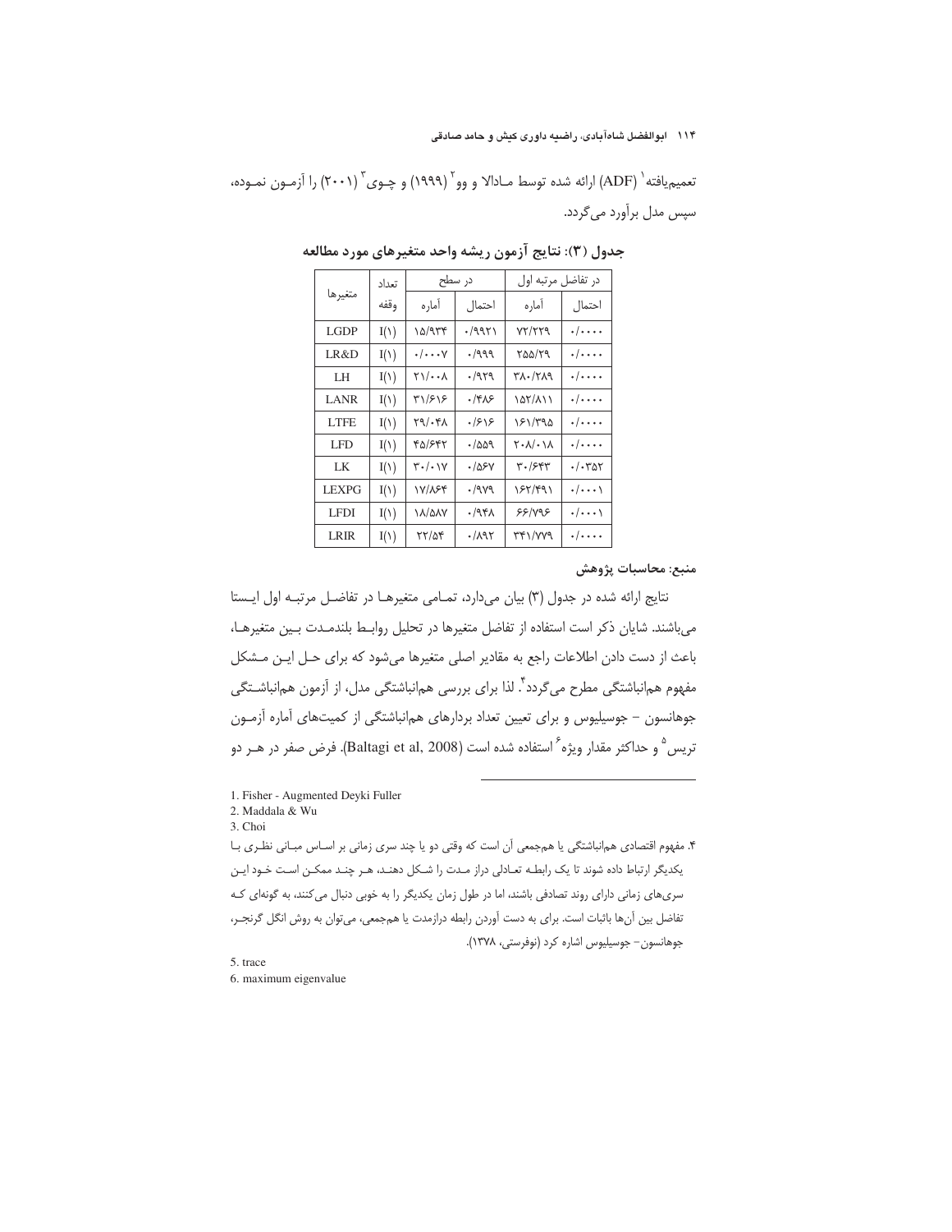تعمیم‌یافته[1] (ADF) ارائه شده توسط مـادالا و وو[2] (۱۹۹۹) و چـوی[3] (۲۰۰۱) را آزمـون نمـوده، سپس مدل برآورد می‌گردد.

**جدول (۳): نتایج آزمون ریشه واحد متغیرهای مورد مطالعه**

| متغیرها | تعداد وقفه | در سطح | | در تفاضل مرتبه اول | |
|---|---|---|---|---|---|
| | | آماره | احتمال | آماره | احتمال |
| LGDP | I(1) | ۱۵/۹۳۴ | ۰/۹۹۲۱ | ۷۲/۲۲۹ | ۰/۰۰۰۰ |
| LR&D | I(1) | ۰/۰۰۰۷ | ۰/۹۹۹ | ۲۵۵/۲۹ | ۰/۰۰۰۰ |
| LH | I(1) | ۲۱/۰۰۸ | ۰/۹۲۹ | ۳۸۰/۲۸۹ | ۰/۰۰۰۰ |
| LANR | I(1) | ۳۱/۶۱۶ | ۰/۴۸۶ | ۱۵۲/۸۱۱ | ۰/۰۰۰۰ |
| LTFE | I(1) | ۲۹/۰۴۸ | ۰/۶۱۶ | ۱۶۱/۳۹۵ | ۰/۰۰۰۰ |
| LFD | I(1) | ۴۵/۶۴۲ | ۰/۵۵۹ | ۲۰۸/۰۱۸ | ۰/۰۰۰۰ |
| LK | I(1) | ۳۰/۰۱۷ | ۰/۵۶۷ | ۳۰/۶۴۳ | ۰/۰۳۵۲ |
| LEXPG | I(1) | ۱۷/۸۶۴ | ۰/۹۷۹ | ۱۶۲/۴۹۱ | ۰/۰۰۰۱ |
| LFDI | I(1) | ۱۸/۵۸۷ | ۰/۹۴۸ | ۶۶/۷۹۶ | ۰/۰۰۰۱ |
| LRIR | I(1) | ۲۲/۵۴ | ۰/۸۹۲ | ۳۴۱/۷۷۹ | ۰/۰۰۰۰ |

**منبع: محاسبات پژوهش**

نتایج ارائه شده در جدول (۳) بیان می‌دارد، تمـامی متغیرهـا در تفاضـل مرتبـه اول ایـستا می‌باشند. شایان ذکر است استفاده از تفاضل متغیرها در تحلیل روابـط بلندمـدت بـین متغیرهـا، باعث از دست دادن اطلاعات راجع به مقادیر اصلی متغیرها می‌شود که برای حـل ایـن مـشکل مفهوم هم‌انباشتگی مطرح می‌گردد[4]. لذا برای بررسی هم‌انباشتگی مدل، از آزمون هم‌انباشـتگی جوهانسون – جوسیلیوس و برای تعیین تعداد بردارهای هم‌انباشتگی از کمیت‌های آماره آزمـون تریس[5] و حداکثر مقدار ویژه[6] استفاده شده است (Baltagi et al, 2008). فرض صفر در هـر دو

---

1. Fisher - Augmented Deyki Fuller
2. Maddala & Wu
3. Choi
4. مفهوم اقتصادی هم‌انباشتگی یا هم‌جمعی آن است که وقتی دو یا چند سری زمانی بر اساس مبـانی نظـری بـا یکدیگر ارتباط داده شوند تا یک رابطـه تعـادلی دراز مـدت را شـکل دهنـد، هـر چنـد ممکـن اسـت خـود ایـن سری‌های زمانی دارای روند تصادفی باشند، اما در طول زمان یکدیگر را به خوبی دنبال می‌کنند، به گونه‌ای کـه تفاضل بین آن‌ها باثبات است. برای به دست آوردن رابطه درازمدت یا هم‌جمعی، می‌توان به روش انگل گرنجـر، جوهانسون– جوسیلیوس اشاره کرد (نوفرستی، ۱۳۷۸).
5. trace
6. maximum eigenvalue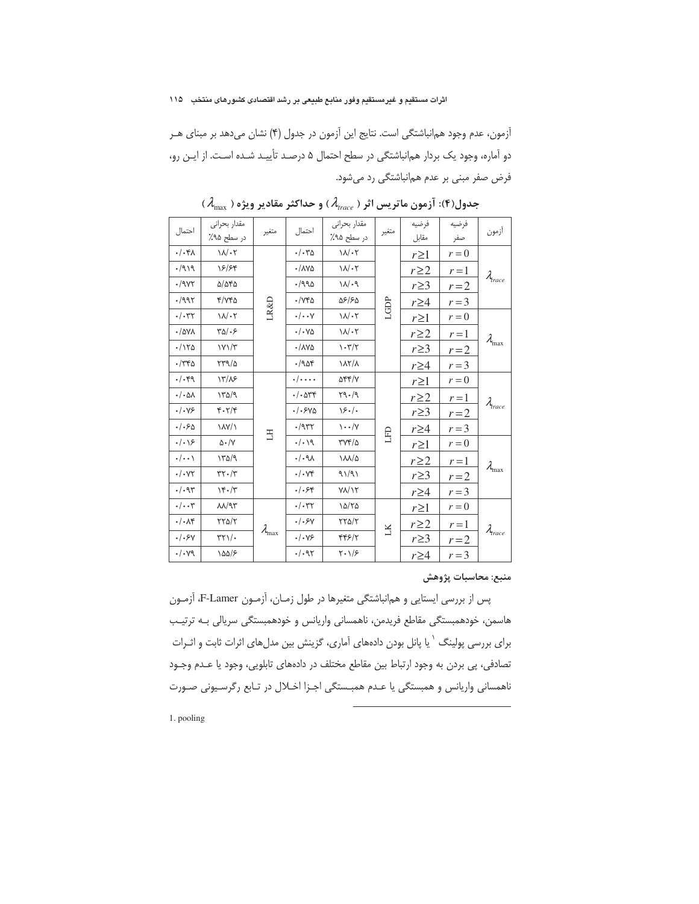آزمون، عدم وجود هم‌انباشتگی است. نتایج این آزمون در جدول (۴) نشان می‌دهد بر مبنای هر دو آماره، وجود یک بردار هم‌انباشتگی در سطح احتمال ۵ درصد تأیید شده است. از این رو، فرض صفر مبنی بر عدم هم‌انباشتگی رد می‌شود.

**جدول(۴): آزمون ماتریس اثر ( $\lambda_{trace}$ ) و حداکثر مقادیر ویژه ( $\lambda_{\max}$ )**

| آزمون | فرضیه صفر | فرضیه مقابل | متغیر | مقدار بحرانی در سطح ۹۵٪ | احتمال | متغیر | مقدار بحرانی در سطح ۹۵٪ | احتمال |
|---|---|---|---|---|---|---|---|---|
| $\lambda_{trace}$ | $r=0$ | $r\geq1$ | LGDP | ۱۸/۰۲ | ۰/۰۳۵ | LR&D | ۱۸/۰۲ | ۰/۰۴۸ |
| | $r=1$ | $r\geq2$ | | ۱۸/۰۲ | ۰/۸۷۵ | | ۱۶/۶۴ | ۰/۹۱۹ |
| | $r=2$ | $r\geq3$ | | ۱۸/۰۹ | ۰/۹۹۵ | | ۵/۵۴۵ | ۰/۹۷۲ |
| | $r=3$ | $r\geq4$ | | ۵۶/۶۵ | ۰/۷۴۵ | | ۴/۷۴۵ | ۰/۹۹۲ |
| $\lambda_{\max}$ | $r=0$ | $r\geq1$ | | ۱۸/۰۲ | ۰/۰۰۷ | | ۱۸/۰۲ | ۰/۰۳۲ |
| | $r=1$ | $r\geq2$ | | ۱۸/۰۲ | ۰/۰۷۵ | | ۳۵/۰۶ | ۰/۵۷۸ |
| | $r=2$ | $r\geq3$ | | ۱۰۳/۲ | ۰/۸۷۵ | | ۱۷۱/۳ | ۰/۱۲۵ |
| | $r=3$ | $r\geq4$ | | ۱۸۲/۸ | ۰/۹۵۴ | | ۲۳۹/۵ | ۰/۳۴۵ |
| $\lambda_{trace}$ | $r=0$ | $r\geq1$ | LFD | ۵۴۴/۷ | ۰/۰۰۰۰ | LH | ۱۳/۸۶ | ۰/۰۴۹ |
| | $r=1$ | $r\geq2$ | | ۲۹۰/۹ | ۰/۰۵۳۴ | | ۱۳۵/۹ | ۰/۰۵۸ |
| | $r=2$ | $r\geq3$ | | ۱۶۰/۰ | ۰/۰۶۷۵ | | ۴۰۲/۴ | ۰/۰۷۶ |
| | $r=3$ | $r\geq4$ | | ۱۰۰/۷ | ۰/۹۳۲ | | ۱۸۷/۱ | ۰/۰۶۵ |
| $\lambda_{\max}$ | $r=0$ | $r\geq1$ | | ۳۷۴/۵ | ۰/۰۱۹ | | ۵۰/۷ | ۰/۰۱۶ |
| | $r=1$ | $r\geq2$ | | ۱۸۸/۵ | ۰/۰۹۸ | | ۱۳۵/۹ | ۰/۰۰۱ |
| | $r=2$ | $r\geq3$ | | ۹۱/۹۱ | ۰/۰۷۴ | | ۳۲۰/۳ | ۰/۰۷۲ |
| | $r=3$ | $r\geq4$ | | ۷۸/۱۲ | ۰/۰۶۴ | | ۱۴۰/۳ | ۰/۰۹۳ |
| $\lambda_{trace}$ | $r=0$ | $r\geq1$ | LK | ۱۵/۲۵ | ۰/۰۳۲ | $\lambda_{\max}$ | ۸۸/۹۳ | ۰/۰۰۳ |
| | $r=1$ | $r\geq2$ | | ۲۲۵/۲ | ۰/۰۶۷ | | ۲۲۵/۲ | ۰/۰۸۴ |
| | $r=2$ | $r\geq3$ | | ۴۴۶/۲ | ۰/۰۷۶ | | ۳۲۱/۰ | ۰/۰۶۷ |
| | $r=3$ | $r\geq4$ | | ۲۰۱/۶ | ۰/۰۹۲ | | ۱۵۵/۶ | ۰/۰۷۹ |

**منبع: محاسبات پژوهش**

پس از بررسی ایستایی و هم‌انباشتگی متغیرها در طول زمان، آزمون F-Lamer، آزمون هاسمن، خودهمبستگی مقاطع فریدمن، ناهمسانی واریانس و خودهمبستگی سریالی به ترتیب برای بررسی پولینگ [1] یا پانل بودن داده‌های آماری، گزینش بین مدل‌های اثرات ثابت و اثرات تصادفی، پی بردن به وجود ارتباط بین مقاطع مختلف در داده‌های تابلویی، وجود یا عدم وجود ناهمسانی واریانس و همبستگی یا عدم همبستگی اجزا اخلال در تابع رگرسیونی صورت

1. pooling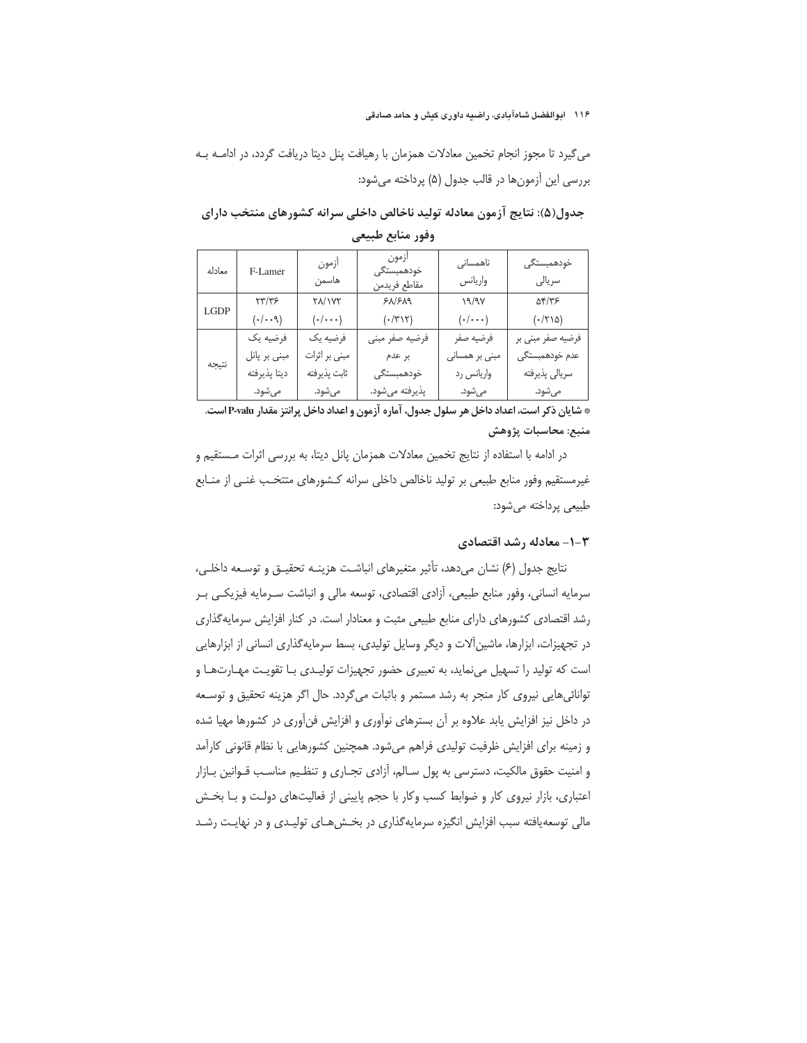می‌گیرد تا مجوز انجام تخمین معادلات همزمان با رهیافت پنل دیتا دریافت گردد، در ادامه بـه بررسی این آزمون‌ها در قالب جدول (۵) پرداخته می‌شود:

**جدول(۵): نتایج آزمون معادله تولید ناخالص داخلی سرانه کشورهای منتخب دارای وفور منابع طبیعی**

| معادله | F-Lamer | آزمون هاسمن | آزمون خودهمبستگی مقاطع فریدمن | ناهمسانی واریانس | خودهمبستگی سریالی |
|---|---|---|---|---|---|
| LGDP | ۲۳/۳۶ (۰/۰۰۹) | ۲۸/۱۷۲ (۰/۰۰۰) | ۶۸/۶۸۹ (۰/۳۱۲) | ۱۹/۹۷ (۰/۰۰۰) | ۵۴/۳۶ (۰/۲۱۵) |
| نتیجه | فرضیه یک مبنی بر پانل دیتا پذیرفته می‌شود. | فرضیه یک مبنی بر اثرات ثابت پذیرفته می‌شود. | فرضیه صفر مبنی بر عدم خودهمبستگی پذیرفته می‌شود. | فرضیه صفر مبنی بر همسانی واریانس رد می‌شود. | فرضیه صفر مبنی بر عدم خودهمبستگی سریالی پذیرفته می‌شود. |

**\* شایان ذکر است، اعداد داخل هر سلول جدول، آماره آزمون و اعداد داخل پرانتز مقدار P-valu است.**

**منبع: محاسبات پژوهش**

در ادامه با استفاده از نتایج تخمین معادلات همزمان پانل دیتا، به بررسی اثرات مـستقیم و غیرمستقیم وفور منابع طبیعی بر تولید ناخالص داخلی سرانه کـشورهای منتخـب غنـی از منـابع طبیعی پرداخته می‌شود:

### ۳-۱- معادله رشد اقتصادی

نتایج جدول (۶) نشان می‌دهد، تأثیر متغیرهای انباشـت هزینـه تحقیـق و توسـعه داخلـی، سرمایه انسانی، وفور منابع طبیعی، آزادی اقتصادی، توسعه مالی و انباشت سـرمایه فیزیکـی بـر رشد اقتصادی کشورهای دارای منابع طبیعی مثبت و معنادار است. در کنار افزایش سرمایه‌گذاری در تجهیزات، ابزارها، ماشین‌آلات و دیگر وسایل تولیدی، بسط سرمایه‌گذاری انسانی از ابزارهایی است که تولید را تسهیل می‌نماید، به تعبیری حضور تجهیزات تولیـدی بـا تقویـت مهـارت‌هـا و توانائی‌هایی نیروی کار منجر به رشد مستمر و باثبات می‌گردد. حال اگر هزینه تحقیق و توسـعه در داخل نیز افزایش یابد علاوه بر آن بسترهای نوآوری و افزایش فن‌آوری در کشورها مهیا شده و زمینه برای افزایش ظرفیت تولیدی فراهم می‌شود. همچنین کشورهایی با نظام قانونی کارآمد و امنیت حقوق مالکیت، دسترسی به پول سـالم، آزادی تجـاری و تنظـیم مناسـب قـوانین بـازار اعتباری، بازار نیروی کار و ضوابط کسب وکار با حجم پایینی از فعالیت‌های دولـت و بـا بخـش مالی توسعه‌یافته سبب افزایش انگیزه سرمایه‌گذاری در بخـش‌هـای تولیـدی و در نهایـت رشـد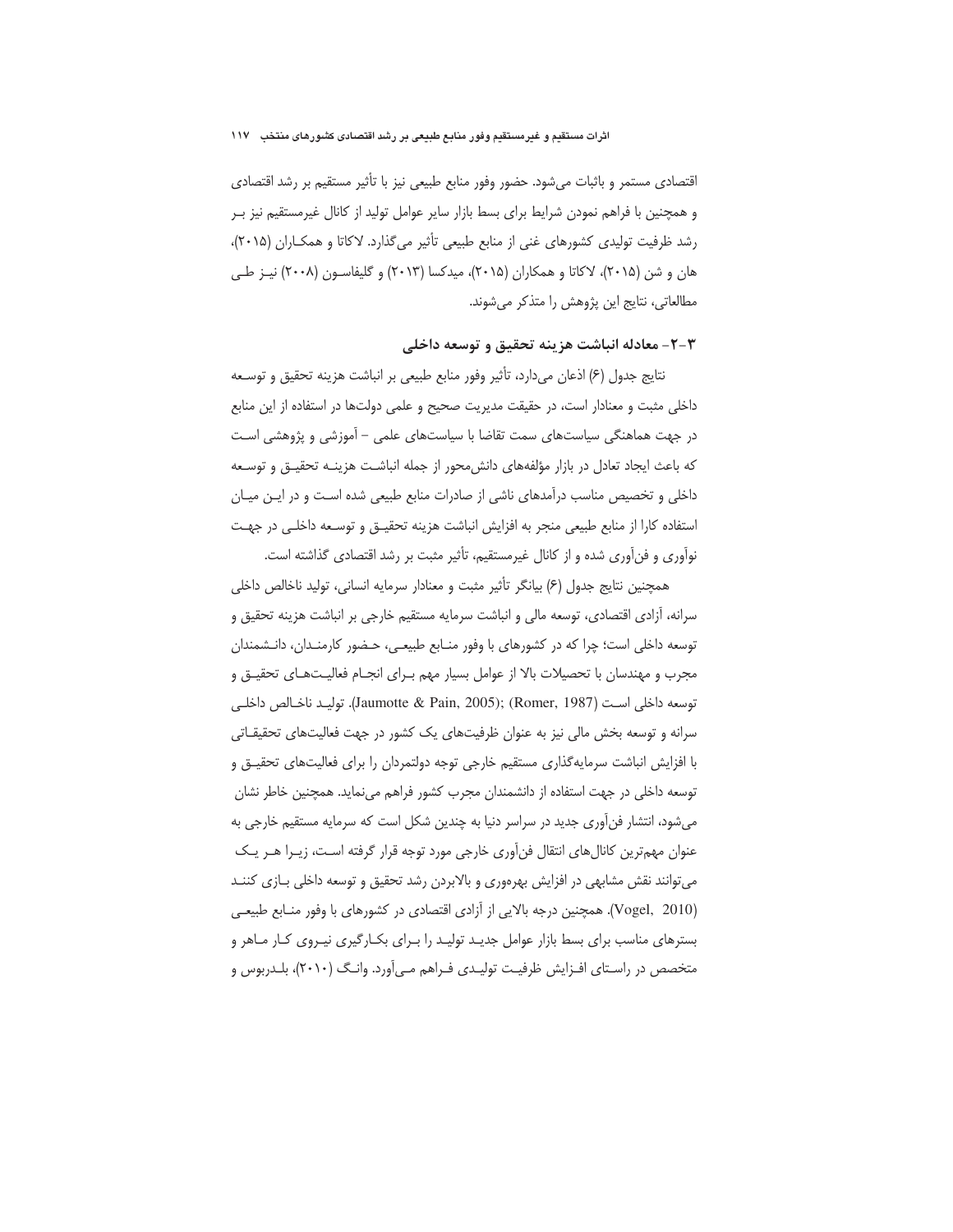اقتصادی مستمر و باثبات می‌شود. حضور وفور منابع طبیعی نیز با تأثیر مستقیم بر رشد اقتصادی و همچنین با فراهم نمودن شرایط برای بسط بازار سایر عوامل تولید از کانال غیرمستقیم نیز بـر رشد ظرفیت تولیدی کشورهای غنی از منابع طبیعی تأثیر می‌گذارد. لاکاتا و همکـاران (۲۰۱۵)، هان و شن (۲۰۱۵)، لاکاتا و همکاران (۲۰۱۵)، میدکسا (۲۰۱۳) و گلیفاسـون (۲۰۰۸) نیـز طـی مطالعاتی، نتایج این پژوهش را متذکر می‌شوند.

### ۳-۲- معادله انباشت هزینه تحقیق و توسعه داخلی

نتایج جدول (۶) اذعان می‌دارد، تأثیر وفور منابع طبیعی بر انباشت هزینه تحقیق و توسـعه داخلی مثبت و معنادار است، در حقیقت مدیریت صحیح و علمی دولت‌ها در استفاده از این منابع در جهت هماهنگی سیاست‌های سمت تقاضا با سیاست‌های علمی – آموزشی و پژوهشی اسـت که باعث ایجاد تعادل در بازار مؤلفه‌های دانش‌محور از جمله انباشـت هزینـه تحقیـق و توسـعه داخلی و تخصیص مناسب درآمدهای ناشی از صادرات منابع طبیعی شده اسـت و در ایـن میـان استفاده کارا از منابع طبیعی منجر به افزایش انباشت هزینه تحقیـق و توسـعه داخلـی در جهـت نوآوری و فن‌آوری شده و از کانال غیرمستقیم، تأثیر مثبت بر رشد اقتصادی گذاشته است.

همچنین نتایج جدول (۶) بیانگر تأثیر مثبت و معنادار سرمایه انسانی، تولید ناخالص داخلی سرانه، آزادی اقتصادی، توسعه مالی و انباشت سرمایه مستقیم خارجی بر انباشت هزینه تحقیق و توسعه داخلی است؛ چرا که در کشورهای با وفور منـابع طبیعـی، حـضور کارمنـدان، دانـشمندان مجرب و مهندسان با تحصیلات بالا از عوامل بسیار مهم بـرای انجـام فعالیـت‌هـای تحقیـق و توسعه داخلی اسـت (Jaumotte & Pain, 2005); (Romer, 1987). تولیـد ناخـالص داخلـی سرانه و توسعه بخش مالی نیز به عنوان ظرفیت‌های یک کشور در جهت فعالیت‌های تحقیقـاتی با افزایش انباشت سرمایه‌گذاری مستقیم خارجی توجه دولتمردان را برای فعالیت‌های تحقیـق و توسعه داخلی در جهت استفاده از دانشمندان مجرب کشور فراهم می‌نماید. همچنین خاطر نشان می‌شود، انتشار فن‌آوری جدید در سراسر دنیا به چندین شکل است که سرمایه مستقیم خارجی به عنوان مهم‌ترین کانال‌های انتقال فن‌آوری خارجی مورد توجه قرار گرفته اسـت، زیـرا هـر یـک می‌توانند نقش مشابهی در افزایش بهره‌وری و بالابردن رشد تحقیق و توسعه داخلی بـازی کننـد (Vogel, 2010). همچنین درجه بالایی از آزادی اقتصادی در کشورهای با وفور منـابع طبیعـی بسترهای مناسب برای بسط بازار عوامل جدیـد تولیـد را بـرای بکـارگیری نیـروی کـار مـاهر و متخصص در راسـتای افـزایش ظرفیـت تولیـدی فـراهم مـی‌آورد. وانـگ (۲۰۱۰)، بلـدربوس و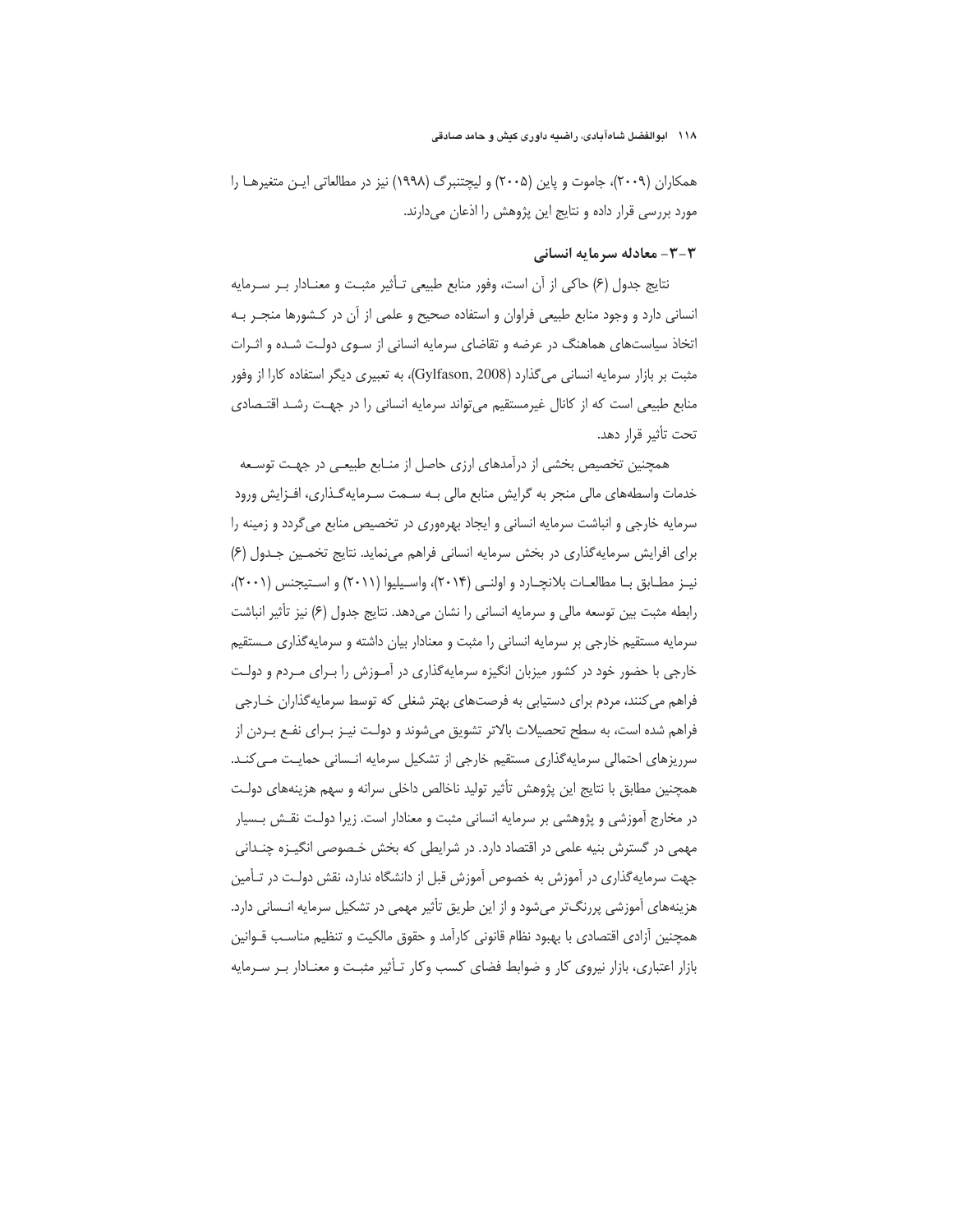همکاران (۲۰۰۹)، جاموت و پاین (۲۰۰۵) و لیچتنبرگ (۱۹۹۸) نیز در مطالعاتی این متغیرها را مورد بررسی قرار داده و نتایج این پژوهش را اذعان می‌دارند.

### ۳-۳- معادله سرمایه انسانی

نتایج جدول (۶) حاکی از آن است، وفور منابع طبیعی تأثیر مثبت و معنادار بر سرمایه انسانی دارد و وجود منابع طبیعی فراوان و استفاده صحیح و علمی از آن در کشورها منجر به اتخاذ سیاست‌های هماهنگ در عرضه و تقاضای سرمایه انسانی از سوی دولت شده و اثرات مثبت بر بازار سرمایه انسانی می‌گذارد (Gylfason, 2008)، به تعبیری دیگر استفاده کارا از وفور منابع طبیعی است که از کانال غیرمستقیم می‌تواند سرمایه انسانی را در جهت رشد اقتصادی تحت تأثیر قرار دهد.

همچنین تخصیص بخشی از درآمدهای ارزی حاصل از منابع طبیعی در جهت توسعه خدمات واسطه‌های مالی منجر به گرایش منابع مالی به سمت سرمایه‌گذاری، افزایش ورود سرمایه خارجی و انباشت سرمایه انسانی و ایجاد بهره‌وری در تخصیص منابع می‌گردد و زمینه را برای افزایش سرمایه‌گذاری در بخش سرمایه انسانی فراهم می‌نماید. نتایج تخمین جدول (۶) نیز مطابق با مطالعات بلانچارد و اولنی (۲۰۱۴)، واسیلیوا (۲۰۱۱) و استیجنس (۲۰۰۱)، رابطه مثبت بین توسعه مالی و سرمایه انسانی را نشان می‌دهد. نتایج جدول (۶) نیز تأثیر انباشت سرمایه مستقیم خارجی بر سرمایه انسانی را مثبت و معنادار بیان داشته و سرمایه‌گذاری مستقیم خارجی با حضور خود در کشور میزبان انگیزه سرمایه‌گذاری در آموزش را برای مردم و دولت فراهم می‌کنند، مردم برای دستیابی به فرصت‌های بهتر شغلی که توسط سرمایه‌گذاران خارجی فراهم شده است، به سطح تحصیلات بالاتر تشویق می‌شوند و دولت نیز برای نفع بردن از سرریزهای احتمالی سرمایه‌گذاری مستقیم خارجی از تشکیل سرمایه انسانی حمایت می‌کند. همچنین مطابق با نتایج این پژوهش تأثیر تولید ناخالص داخلی سرانه و سهم هزینه‌های دولت در مخارج آموزشی و پژوهشی بر سرمایه انسانی مثبت و معنادار است. زیرا دولت نقش بسیار مهمی در گسترش بنیه علمی در اقتصاد دارد. در شرایطی که بخش خصوصی انگیزه چندانی جهت سرمایه‌گذاری در آموزش به خصوص آموزش قبل از دانشگاه ندارد، نقش دولت در تأمین هزینه‌های آموزشی پررنگ‌تر می‌شود و از این طریق تأثیر مهمی در تشکیل سرمایه انسانی دارد. همچنین آزادی اقتصادی با بهبود نظام قانونی کارآمد و حقوق مالکیت و تنظیم مناسب قوانین بازار اعتباری، بازار نیروی کار و ضوابط فضای کسب وکار تأثیر مثبت و معنادار بر سرمایه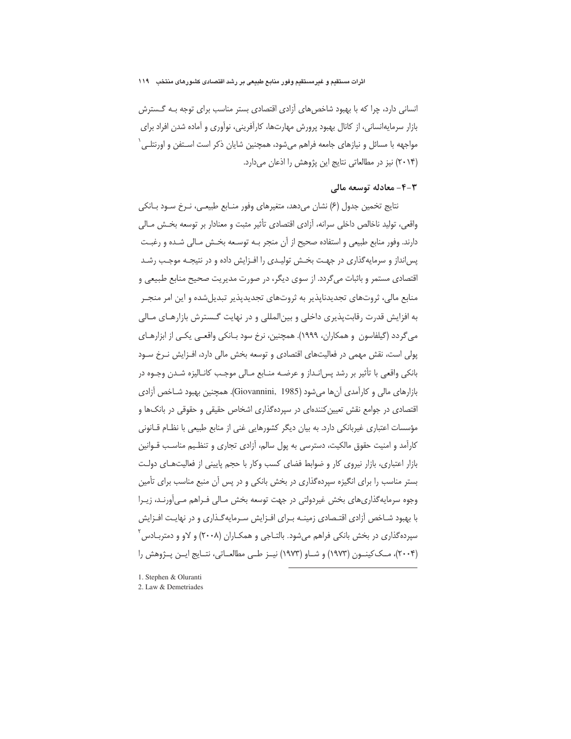انسانی دارد، چرا که با بهبود شاخص‌های آزادی اقتصادی بستر مناسب برای توجه بـه گـسترش بازار سرمایه‌انسانی، از کانال بهبود پرورش مهارت‌ها، کارآفرینی، نوآوری و آماده شدن افراد برای مواجهه با مسائل و نیازهای جامعه فراهم می‌شود، همچنین شایان ذکر است اسـتفن و اورنتلـی[1] (۲۰۱۴) نیز در مطالعاتی نتایج این پژوهش را اذعان می‌دارد.

### ۳-۴- معادله توسعه مالی

نتایج تخمین جدول (۶) نشان می‌دهد، متغیرهای وفور منـابع طبیعـی، نـرخ سـود بـانکی واقعی، تولید ناخالص داخلی سرانه، آزادی اقتصادی تأثیر مثبت و معنادار بر توسعه بخـش مـالی دارند. وفور منابع طبیعی و استفاده صحیح از آن منجر بـه توسـعه بخـش مـالی شـده و رغبـت پس‌انداز و سرمایه‌گذاری در جهـت بخـش تولیـدی را افـزایش داده و در نتیجـه موجـب رشـد اقتصادی مستمر و باثبات می‌گردد. از سوی دیگر، در صورت مدیریت صحیح منابع طبیعی و منابع مالی، ثروت‌های تجدیدناپذیر به ثروت‌های تجدیدپذیر تبدیل‌شده و این امر منجـر به افزایش قدرت رقابت‌پذیری داخلی و بین‌المللی و در نهایت گـسترش بازارهـای مـالی می‌گردد (گیلفاسون و همکاران، ۱۹۹۹). همچنین، نرخ سود بـانکی واقعـی یکـی از ابزارهـای پولی است، نقش مهمی در فعالیت‌های اقتصادی و توسعه بخش مالی دارد، افـزایش نـرخ سـود بانکی واقعی با تأثیر بر رشد پس‌انـداز و عرضـه منـابع مـالی موجـب کانـالیزه شـدن وجـوه در بازارهای مالی و کارآمدی آن‌ها می‌شود (Giovannini, 1985). همچنین بهبود شـاخص آزادی اقتصادی در جوامع نقش تعیین‌کننده‌ای در سپرده‌گذاری اشخاص حقیقی و حقوقی در بانک‌ها و مؤسسات اعتباری غیربانکی دارد. به بیان دیگر کشورهایی غنی از منابع طبیعی با نظـام قـانونی کارآمد و امنیت حقوق مالکیت، دسترسی به پول سالم، آزادی تجاری و تنظـیم مناسـب قـوانین بازار اعتباری، بازار نیروی کار و ضوابط فضای کسب وکار با حجم پایینی از فعالیت‌هـای دولـت بستر مناسب را برای انگیزه سپرده‌گذاری در بخش بانکی و در پس آن منبع مناسب برای تأمین وجوه سرمایه‌گذاری‌های بخش غیردولتی در جهت توسعه بخش مـالی فـراهم مـی‌آورنـد، زیـرا با بهبود شـاخص آزادی اقتـصادی زمینـه بـرای افـزایش سـرمایه‌گـذاری و در نهایـت افـزایش سپرده‌گذاری در بخش بانکی فراهم می‌شود. بالتـاجی و همکـاران (۲۰۰۸) و لاو و دمتربـادس[2] (۲۰۰۴)، مـک‌کینـون (۱۹۷۳) و شـاو (۱۹۷۳) نیـز طـی مطالعـاتی، نتـایج ایـن پـژوهش را

---

1. Stephen & Oluranti
2. Law & Demetriades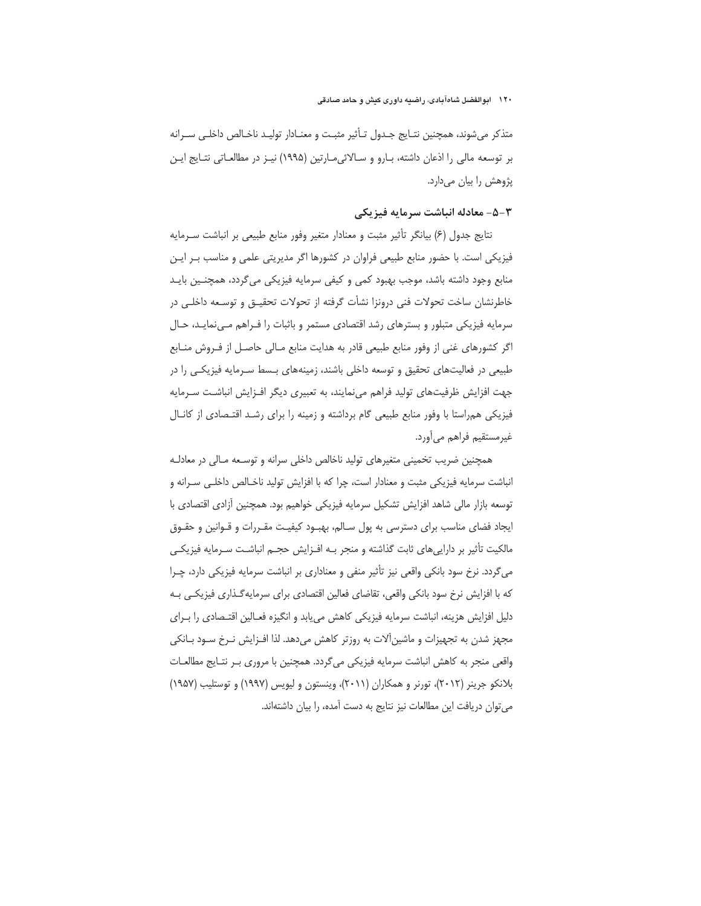متذکر می‌شوند، همچنین نتایج جدول تأثیر مثبت و معنادار تولید ناخالص داخلی سرانه بر توسعه مالی را اذعان داشته، بارو و سالائی‌مارتین (۱۹۹۵) نیز در مطالعاتی نتایج این پژوهش را بیان می‌دارد.

### ۳-۵- معادله انباشت سرمایه فیزیکی

نتایج جدول (۶) بیانگر تأثیر مثبت و معنادار متغیر وفور منابع طبیعی بر انباشت سرمایه فیزیکی است. با حضور منابع طبیعی فراوان در کشورها اگر مدیریتی علمی و مناسب بر این منابع وجود داشته باشد، موجب بهبود کمی و کیفی سرمایه فیزیکی می‌گردد، همچنین باید خاطرنشان ساخت تحولات فنی درونزا نشأت گرفته از تحولات تحقیق و توسعه داخلی در سرمایه فیزیکی متبلور و بسترهای رشد اقتصادی مستمر و باثبات را فراهم می‌نماید، حال اگر کشورهای غنی از وفور منابع طبیعی قادر به هدایت منابع مالی حاصل از فروش منابع طبیعی در فعالیت‌های تحقیق و توسعه داخلی باشند، زمینه‌های بسط سرمایه فیزیکی را در جهت افزایش ظرفیت‌های تولید فراهم می‌نمایند، به تعبیری دیگر افزایش انباشت سرمایه فیزیکی هم‌راستا با وفور منابع طبیعی گام برداشته و زمینه را برای رشد اقتصادی از کانال غیرمستقیم فراهم می‌آورد.

همچنین ضریب تخمینی متغیرهای تولید ناخالص داخلی سرانه و توسعه مالی در معادله انباشت سرمایه فیزیکی مثبت و معنادار است، چرا که با افزایش تولید ناخالص داخلی سرانه و توسعه بازار مالی شاهد افزایش تشکیل سرمایه فیزیکی خواهیم بود. همچنین آزادی اقتصادی با ایجاد فضای مناسب برای دسترسی به پول سالم، بهبود کیفیت مقررات و قوانین و حقوق مالکیت تأثیر بر دارایی‌های ثابت گذاشته و منجر به افزایش حجم انباشت سرمایه فیزیکی می‌گردد. نرخ سود بانکی واقعی نیز تأثیر منفی و معناداری بر انباشت سرمایه فیزیکی دارد، چرا که با افزایش نرخ سود بانکی واقعی، تقاضای فعالین اقتصادی برای سرمایه‌گذاری فیزیکی به دلیل افزایش هزینه، انباشت سرمایه فیزیکی کاهش می‌یابد و انگیزه فعالین اقتصادی را برای مجهز شدن به تجهیزات و ماشین‌آلات به روزتر کاهش می‌دهد. لذا افزایش نرخ سود بانکی واقعی منجر به کاهش انباشت سرمایه فیزیکی می‌گردد. همچنین با مروری بر نتایج مطالعات بلانکو جرینر (۲۰۱۲)، تورنر و همکاران (۲۰۱۱)، وینستون و لیویس (۱۹۹۷) و توستلیب (۱۹۵۷) می‌توان دریافت این مطالعات نیز نتایج به دست آمده، را بیان داشته‌اند.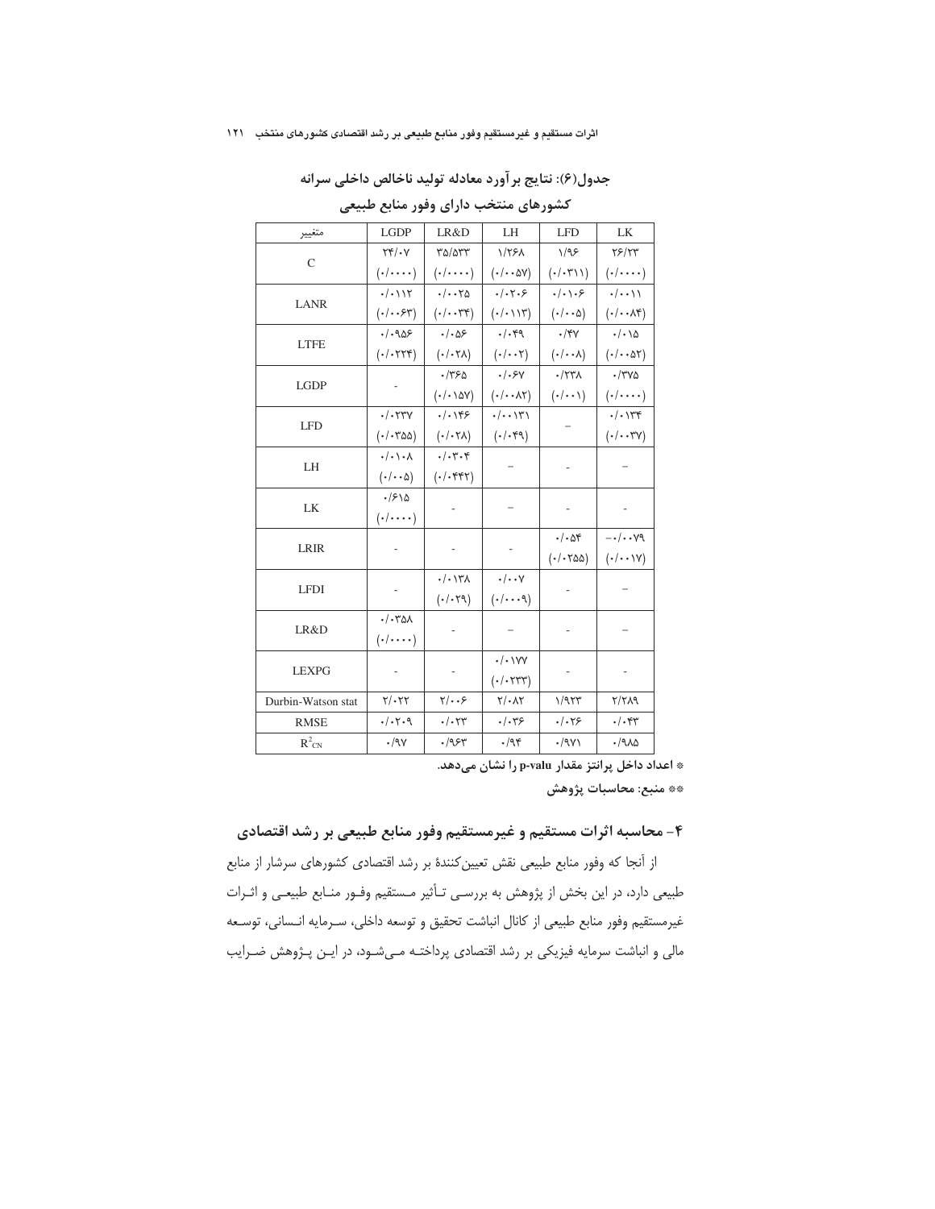**جدول(۶): نتایج برآورد معادله تولید ناخالص داخلی سرانه کشورهای منتخب دارای وفور منابع طبیعی**

| متغییر | LGDP | LR&D | LH | LFD | LK |
|---|---|---|---|---|---|
| C | ۲۴/۰۷<br>(۰/۰۰۰۰) | ۳۵/۵۳۳<br>(۰/۰۰۰۰) | ۱/۲۶۸<br>(۰/۰۰۵۷) | ۱/۹۶<br>(۰/۰۳۱۱) | ۲۶/۲۳<br>(۰/۰۰۰۰) |
| LANR | ۰/۰۱۱۲<br>(۰/۰۰۶۳) | ۰/۰۰۲۵<br>(۰/۰۰۳۴) | ۰/۰۲۰۶<br>(۰/۰۱۱۳) | ۰/۰۱۰۶<br>(۰/۰۰۵) | ۰/۰۰۱۱<br>(۰/۰۰۸۴) |
| LTFE | ۰/۰۹۵۶<br>(۰/۰۲۲۴) | ۰/۰۵۶<br>(۰/۰۲۸) | ۰/۰۴۹<br>(۰/۰۰۲) | ۰/۴۷<br>(۰/۰۰۸) | ۰/۰۱۵<br>(۰/۰۰۵۲) |
| LGDP | - | ۰/۳۶۵<br>(۰/۰۱۵۷) | ۰/۰۶۷<br>(۰/۰۰۸۲) | ۰/۲۳۸<br>(۰/۰۰۱) | ۰/۳۷۵<br>(۰/۰۰۰۰) |
| LFD | ۰/۰۲۳۷<br>(۰/۰۳۵۵) | ۰/۰۱۴۶<br>(۰/۰۲۸) | ۰/۰۰۱۳۱<br>(۰/۰۴۹) | – | ۰/۰۱۳۴<br>(۰/۰۰۳۷) |
| LH | ۰/۰۱۰۸<br>(۰/۰۰۵) | ۰/۰۳۰۴<br>(۰/۰۴۴۲) | – | - | – |
| LK | ۰/۶۱۵<br>(۰/۰۰۰۰) | - | – | - | - |
| LRIR | - | - | - | ۰/۰۵۴<br>(۰/۰۲۵۵) | −۰/۰۰۷۹<br>(۰/۰۰۱۷) |
| LFDI | - | ۰/۰۱۳۸<br>(۰/۰۲۹) | ۰/۰۰۷<br>(۰/۰۰۰۹) | - | – |
| LR&D | ۰/۰۳۵۸<br>(۰/۰۰۰۰) | - | – | - | – |
| LEXPG | - | - | ۰/۰۱۷۷<br>(۰/۰۲۳۳) | - | - |
| Durbin-Watson stat | ۲/۰۲۲ | ۲/۰۰۶ | ۲/۰۸۲ | ۱/۹۲۳ | ۲/۲۸۹ |
| RMSE | ۰/۰۲۰۹ | ۰/۰۲۳ | ۰/۰۳۶ | ۰/۰۲۶ | ۰/۰۴۳ |
| $R^2_{CN}$ | ۰/۹۷ | ۰/۹۶۳ | ۰/۹۴ | ۰/۹۷۱ | ۰/۹۸۵ |

* اعداد داخل پرانتز مقدار p-valu را نشان می‌دهد.

** منبع: محاسبات پژوهش

## ۴- محاسبه اثرات مستقیم و غیرمستقیم وفور منابع طبیعی بر رشد اقتصادی

از آنجا که وفور منابع طبیعی نقش تعیین‌کنندهٔ بر رشد اقتصادی کشورهای سرشار از منابع طبیعی دارد، در این بخش از پژوهش به بررسی تأثیر مستقیم وفور منابع طبیعی و اثرات غیرمستقیم وفور منابع طبیعی از کانال انباشت تحقیق و توسعه داخلی، سرمایه انسانی، توسعه مالی و انباشت سرمایه فیزیکی بر رشد اقتصادی پرداخته می‌شود، در این پژوهش ضرایب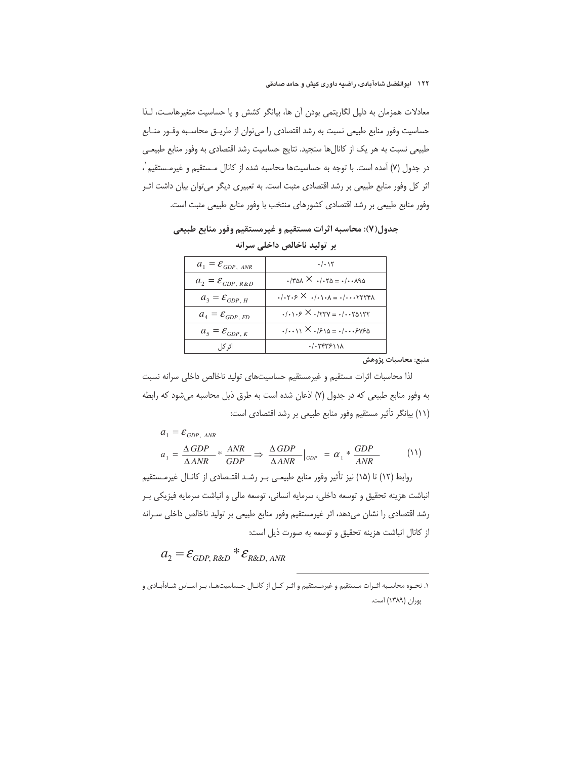معادلات همزمان به دلیل لگاریتمی بودن آن ها، بیانگر کشش و یا حساسیت متغیرهاست، لـذا حساسیت وفور منابع طبیعی نسبت به رشد اقتصادی را می‌توان از طریـق محاسـبه وفـور منـابع طبیعی نسبت به هر یک از کانال‌ها سنجید. نتایج حساسیت رشد اقتصادی به وفور منابع طبیعـی در جدول (۷) آمده است. با توجه به حساسیت‌ها محاسبه شده از کانال مـستقیم و غیرمـستقیم[1]، اثر کل وفور منابع طبیعی بر رشد اقتصادی مثبت است. به تعبیری دیگر می‌توان بیان داشت اثـر وفور منابع طبیعی بر رشد اقتصادی کشورهای منتخب با وفور منابع طبیعی مثبت است.

**جدول(۷): محاسبه اثرات مستقیم و غیرمستقیم وفور منابع طبیعی بر تولید ناخالص داخلی سرانه**

| | |
|---|---|
| $a_1 = \varepsilon_{GDP,\ ANR}$ | ۰/۰۱۲ |
| $a_2 = \varepsilon_{GDP,\ R\&D}$ | ۰/۳۵۸ × ۰/۰۲۵ = ۰/۰۰۸۹۵ |
| $a_3 = \varepsilon_{GDP,\ H}$ | ۰/۰۲۰۶ × ۰/۰۱۰۸ = ۰/۰۰۰۲۲۲۴۸ |
| $a_4 = \varepsilon_{GDP,\ FD}$ | ۰/۰۱۰۶ × ۰/۲۳۷ = ۰/۰۰۲۵۱۲۲ |
| $a_5 = \varepsilon_{GDP,\ K}$ | ۰/۰۰۱۱ × ۰/۶۱۵ = ۰/۰۰۰۶۷۶۵ |
| اثر کل | ۰/۰۲۴۳۶۱۱۸ |

منبع: محاسبات پژوهش

لذا محاسبات اثرات مستقیم و غیرمستقیم حساسیت‌های تولید ناخالص داخلی سرانه نسبت به وفور منابع طبیعی که در جدول (۷) اذعان شده است به طرق ذیل محاسبه می‌شود که رابطه (۱۱) بیانگر تأثیر مستقیم وفور منابع طبیعی بر رشد اقتصادی است:

$$a_1 = \varepsilon_{GDP,\ ANR}$$

$$a_1 = \frac{\Delta GDP}{\Delta ANR} * \frac{ANR}{GDP} \Rightarrow \left.\frac{\Delta GDP}{\Delta ANR}\right|_{GDP} = \alpha_1 * \frac{GDP}{ANR} \qquad (۱۱)$$

روابط (۱۲) تا (۱۵) نیز تأثیر وفور منابع طبیعـی بـر رشـد اقتـصادی از کانـال غیرمـستقیم انباشت هزینه تحقیق و توسعه داخلی، سرمایه انسانی، توسعه مالی و انباشت سرمایه فیزیکی بـر رشد اقتصادی را نشان می‌دهد، اثر غیرمستقیم وفور منابع طبیعی بر تولید ناخالص داخلی سـرانه از کانال انباشت هزینه تحقیق و توسعه به صورت ذیل است:

$$a_2 = \varepsilon_{GDP,\ R\&D} * \varepsilon_{R\&D,\ ANR}$$

---

۱. نحـوه محاسـبه اثـرات مـستقیم و غیرمـستقیم و اثـر کـل از کانـال حـساسیت‌هـا، بـر اسـاس شـاه‌آبـادی و پوران (۱۳۸۹) است.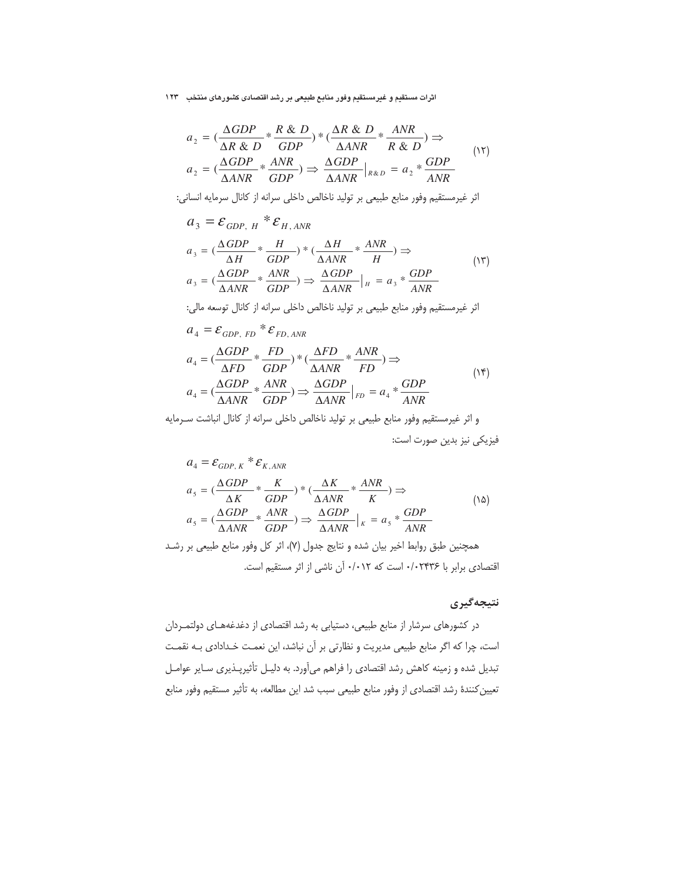$$a_2 = (\frac{\Delta GDP}{\Delta R\ \&\ D} * \frac{R\ \&\ D}{GDP}) * (\frac{\Delta R\ \&\ D}{\Delta ANR} * \frac{ANR}{R\ \&\ D}) \Rightarrow$$
$$a_2 = (\frac{\Delta GDP}{\Delta ANR} * \frac{ANR}{GDP}) \Rightarrow \frac{\Delta GDP}{\Delta ANR}\Big|_{R\&D} = a_2 * \frac{GDP}{ANR} \qquad (۱۲)$$

اثر غیرمستقیم وفور منابع طبیعی بر تولید ناخالص داخلی سرانه از کانال سرمایه انسانی:

$$a_3 = \varepsilon_{GDP,\ H} * \varepsilon_{H,\ ANR}$$
$$a_3 = (\frac{\Delta GDP}{\Delta H} * \frac{H}{GDP}) * (\frac{\Delta H}{\Delta ANR} * \frac{ANR}{H}) \Rightarrow$$
$$a_3 = (\frac{\Delta GDP}{\Delta ANR} * \frac{ANR}{GDP}) \Rightarrow \frac{\Delta GDP}{\Delta ANR}\Big|_{H} = a_3 * \frac{GDP}{ANR} \qquad (۱۳)$$

اثر غیرمستقیم وفور منابع طبیعی بر تولید ناخالص داخلی سرانه از کانال توسعه مالی:

$$a_4 = \varepsilon_{GDP,\ FD} * \varepsilon_{FD,\ ANR}$$
$$a_4 = (\frac{\Delta GDP}{\Delta FD} * \frac{FD}{GDP}) * (\frac{\Delta FD}{\Delta ANR} * \frac{ANR}{FD}) \Rightarrow$$
$$a_4 = (\frac{\Delta GDP}{\Delta ANR} * \frac{ANR}{GDP}) \Rightarrow \frac{\Delta GDP}{\Delta ANR}\Big|_{FD} = a_4 * \frac{GDP}{ANR} \qquad (۱۴)$$

و اثر غیرمستقیم وفور منابع طبیعی بر تولید ناخالص داخلی سرانه از کانال انباشت سرمایه فیزیکی نیز بدین صورت است:

$$a_4 = \varepsilon_{GDP,\ K} * \varepsilon_{K,\ ANR}$$
$$a_5 = (\frac{\Delta GDP}{\Delta K} * \frac{K}{GDP}) * (\frac{\Delta K}{\Delta ANR} * \frac{ANR}{K}) \Rightarrow$$
$$a_5 = (\frac{\Delta GDP}{\Delta ANR} * \frac{ANR}{GDP}) \Rightarrow \frac{\Delta GDP}{\Delta ANR}\Big|_{K} = a_5 * \frac{GDP}{ANR} \qquad (۱۵)$$

همچنین طبق روابط اخیر بیان شده و نتایج جدول (۷)، اثر کل وفور منابع طبیعی بر رشد اقتصادی برابر با ۰/۰۲۴۳۶ است که ۰/۰۱۲ آن ناشی از اثر مستقیم است.

## نتیجه‌گیری

در کشورهای سرشار از منابع طبیعی، دستیابی به رشد اقتصادی از دغدغه‌های دولتمردان است، چرا که اگر منابع طبیعی مدیریت و نظارتی بر آن نباشد، این نعمت خدادادی بـه نقمـت تبدیل شده و زمینه کاهش رشد اقتصادی را فراهم می‌آورد. به دلیـل تأثیرپـذیری سـایر عوامـل تعیین‌کنندۀ رشد اقتصادی از وفور منابع طبیعی سبب شد این مطالعه، به تأثیر مستقیم وفور منابع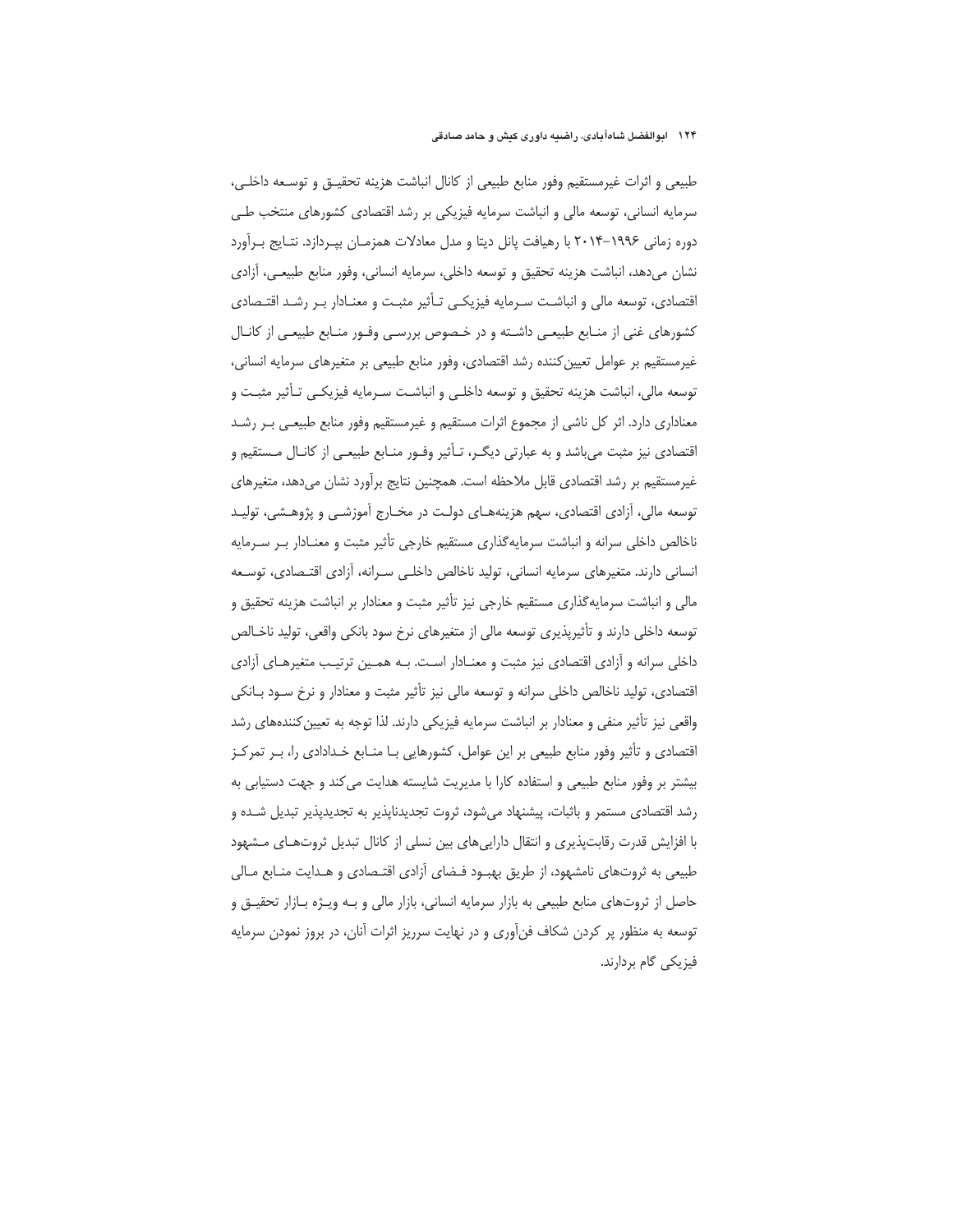طبیعی و اثرات غیرمستقیم وفور منابع طبیعی از کانال انباشت هزینه تحقیـق و توسـعه داخلـی، سرمایه انسانی، توسعه مالی و انباشت سرمایه فیزیکی بر رشد اقتصادی کشورهای منتخب طـی دوره زمانی ۱۹۹۶-۲۰۱۴ با رهیافت پانل دیتا و مدل معادلات همزمـان بپـردازد. نتـایج بـرآورد نشان می‌دهد، انباشت هزینه تحقیق و توسعه داخلی، سرمایه انسانی، وفور منابع طبیعـی، آزادی اقتصادی، توسعه مالی و انباشـت سـرمایه فیزیکـی تـأثیر مثبـت و معنـادار بـر رشـد اقتـصادی کشورهای غنی از منـابع طبیعـی داشـته و در خـصوص بررسـی وفـور منـابع طبیعـی از کانـال غیرمستقیم بر عوامل تعیین‌کننده رشد اقتصادی، وفور منابع طبیعی بر متغیرهای سرمایه انسانی، توسعه مالی، انباشت هزینه تحقیق و توسعه داخلـی و انباشـت سـرمایه فیزیکـی تـأثیر مثبـت و معناداری دارد. اثر کل ناشی از مجموع اثرات مستقیم و غیرمستقیم وفور منابع طبیعـی بـر رشـد اقتصادی نیز مثبت می‌باشد و به عبارتی دیگـر، تـأثیر وفـور منـابع طبیعـی از کانـال مـستقیم و غیرمستقیم بر رشد اقتصادی قابل ملاحظه است. همچنین نتایج برآورد نشان می‌دهد، متغیرهای توسعه مالی، آزادی اقتصادی، سهم هزینه‌هـای دولـت در مخـارج آموزشـی و پژوهـشی، تولیـد ناخالص داخلی سرانه و انباشت سرمایه‌گذاری مستقیم خارجی تأثیر مثبت و معنـادار بـر سـرمایه انسانی دارند. متغیرهای سرمایه انسانی، تولید ناخالص داخلـی سـرانه، آزادی اقتـصادی، توسـعه مالی و انباشت سرمایه‌گذاری مستقیم خارجی نیز تأثیر مثبت و معنادار بر انباشت هزینه تحقیق و توسعه داخلی دارند و تأثیرپذیری توسعه مالی از متغیرهای نرخ سود بانکی واقعی، تولید ناخـالص داخلی سرانه و آزادی اقتصادی نیز مثبت و معنـادار اسـت. بـه همـین ترتیـب متغیرهـای آزادی اقتصادی، تولید ناخالص داخلی سرانه و توسعه مالی نیز تأثیر مثبت و معنادار و نرخ سـود بـانکی واقعی نیز تأثیر منفی و معنادار بر انباشت سرمایه فیزیکی دارند. لذا توجه به تعیین‌کننده‌های رشد اقتصادی و تأثیر وفور منابع طبیعی بر این عوامل، کشورهایی بـا منـابع خـدادادی را، بـر تمرکـز بیشتر بر وفور منابع طبیعی و استفاده کارا با مدیریت شایسته هدایت می‌کند و جهت دستیابی به رشد اقتصادی مستمر و باثبات، پیشنهاد می‌شود، ثروت تجدیدناپذیر به تجدیدپذیر تبدیل شـده و با افزایش قدرت رقابت‌پذیری و انتقال دارایی‌های بین نسلی از کانال تبدیل ثروت‌هـای مـشهود طبیعی به ثروت‌های نامشهود، از طریق بهبـود فـضای آزادی اقتـصادی و هـدایت منـابع مـالی حاصل از ثروت‌های منابع طبیعی به بازار سرمایه انسانی، بازار مالی و بـه ویـژه بـازار تحقیـق و توسعه به منظور پر کردن شکاف فن‌آوری و در نهایت سرریز اثرات آنان، در بروز نمودن سرمایه فیزیکی گام بردارند.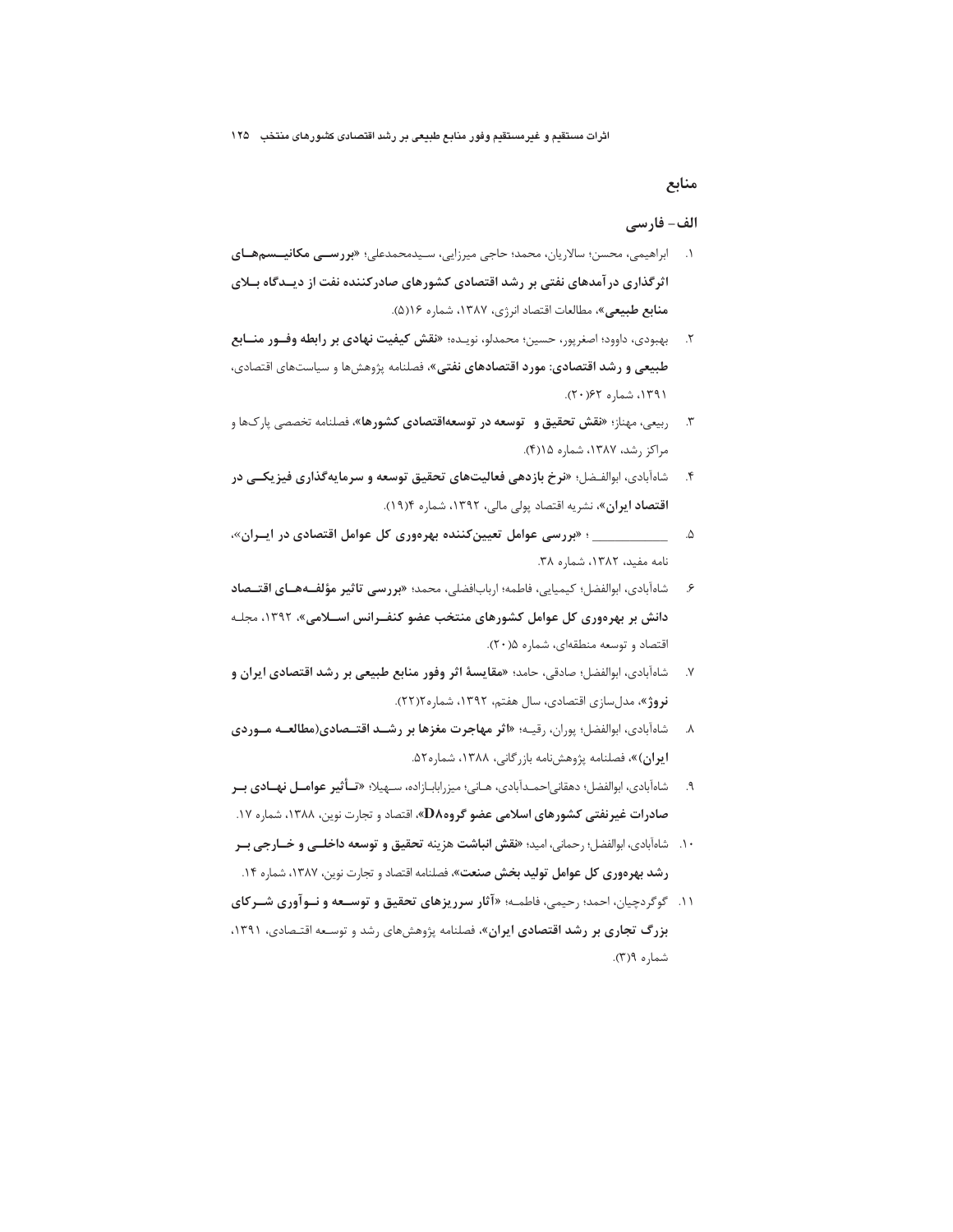## منابع

### الف- فارسی

۱. ابراهیمی، محسن؛ سالاریان، محمد؛ حاجی میرزایی، سیدمحمدعلی؛ «**بررسی مکانیسم‌های اثرگذاری درآمدهای نفتی بر رشد اقتصادی کشورهای صادرکننده نفت از دیدگاه بلای منابع طبیعی**»، مطالعات اقتصاد انرژی، ۱۳۸۷، شماره ۱۶(۵).

۲. بهبودی، داوود؛ اصغرپور، حسین؛ محمدلو، نویده؛ «**نقش کیفیت نهادی بر رابطه وفور منابع طبیعی و رشد اقتصادی: مورد اقتصادهای نفتی**»، فصلنامه پژوهش‌ها و سیاست‌های اقتصادی، ۱۳۹۱، شماره ۶۲(۲۰).

۳. ربیعی، مهناز؛ «**نقش تحقیق و توسعه در توسعه‌اقتصادی کشورها**»، فصلنامه تخصصی پارک‌ها و مراکز رشد، ۱۳۸۷، شماره ۱۵(۴).

۴. شاه‌آبادی، ابوالفضل؛ «**نرخ بازدهی فعالیت‌های تحقیق توسعه و سرمایه‌گذاری فیزیکی در اقتصاد ایران**»، نشریه اقتصاد پولی مالی، ۱۳۹۲، شماره ۴(۱۹).

۵. ___________ ؛ «**بررسی عوامل تعیین‌کننده بهره‌وری کل عوامل اقتصادی در ایران**»، نامه مفید، ۱۳۸۲، شماره ۳۸.

۶. شاه‌آبادی، ابوالفضل؛ کیمیایی، فاطمه؛ ارباب‌افضلی، محمد؛ «**بررسی تاثیر مؤلفه‌های اقتصاد دانش بر بهره‌وری کل عوامل کشورهای منتخب عضو کنفرانس اسلامی**»، ۱۳۹۲، مجله اقتصاد و توسعه منطقه‌ای، شماره ۵(۲۰).

۷. شاه‌آبادی، ابوالفضل؛ صادقی، حامد؛ «**مقایسهٔ اثر وفور منابع طبیعی بر رشد اقتصادی ایران و نروژ**»، مدل‌سازی اقتصادی، سال هفتم، ۱۳۹۲، شماره۲(۲۲).

۸. شاه‌آبادی، ابوالفضل؛ پوران، رقیه؛ «**اثر مهاجرت مغزها بر رشد اقتصادی(مطالعه موردی ایران)**»، فصلنامه پژوهش‌نامه بازرگانی، ۱۳۸۸، شماره۵۲.

۹. شاه‌آبادی، ابوالفضل؛ دهقانی‌احمدآبادی، هانی؛ میزرابابازاده، سهیلا؛ «**تأثیر عوامل نهادی بر صادرات غیرنفتی کشورهای اسلامی عضو گروهD8**»، اقتصاد و تجارت نوین، ۱۳۸۸، شماره ۱۷.

۱۰. شاه‌آبادی، ابوالفضل؛ رحمانی، امید؛ «**نقش انباشت هزینه تحقیق و توسعه داخلی و خارجی بر رشد بهره‌وری کل عوامل تولید بخش صنعت**»، فصلنامه اقتصاد و تجارت نوین، ۱۳۸۷، شماره ۱۴.

۱۱. گوگردچیان، احمد؛ رحیمی، فاطمه؛ «**آثار سرریزهای تحقیق و توسعه و نوآوری شرکای بزرگ تجاری بر رشد اقتصادی ایران**»، فصلنامه پژوهش‌های رشد و توسعه اقتصادی، ۱۳۹۱، شماره ۹(۳).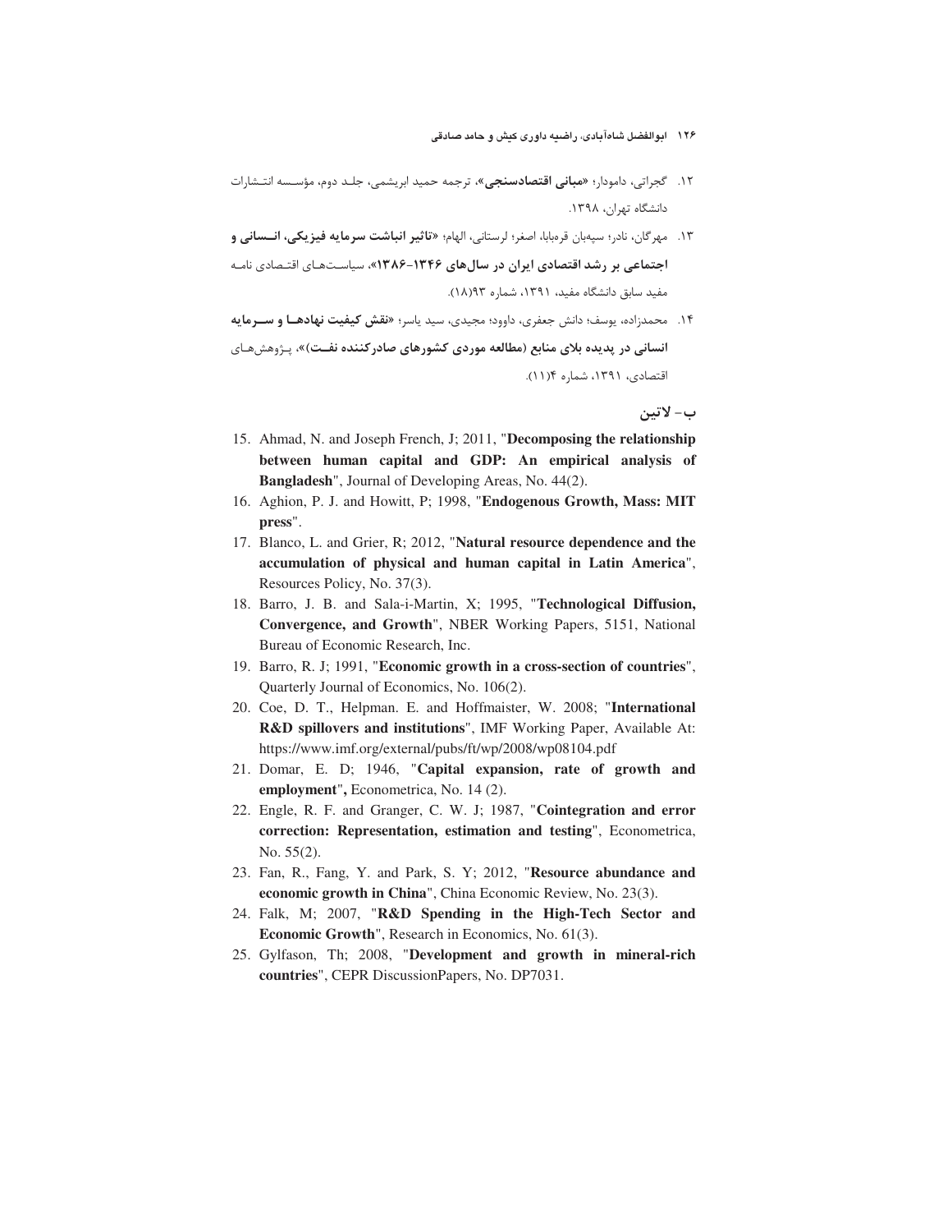۱۲. گجراتی، دامودار؛ «**مبانی اقتصادسنجی**»، ترجمه حمید ابریشمی، جلد دوم، مؤسسه انتشارات دانشگاه تهران، ۱۳۹۸.

۱۳. مهرگان، نادر؛ سپهبان قره‌بابا، اصغر؛ لرستانی، الهام؛ «**تاثیر انباشت سرمایه فیزیکی، انسانی و اجتماعی بر رشد اقتصادی ایران در سال‌های ۱۳۴۶-۱۳۸۶**»، سیاست‌های اقتصادی نامه مفید سابق دانشگاه مفید، ۱۳۹۱، شماره ۹۳(۱۸).

۱۴. محمدزاده، یوسف؛ دانش جعفری، داوود؛ مجیدی، سید یاسر؛ «**نقش کیفیت نهادها و سرمایه انسانی در پدیده بلای منابع (مطالعه موردی کشورهای صادرکننده نفت)**»، پژوهش‌های اقتصادی، ۱۳۹۱، شماره ۴(۱۱).

## ب- لاتین

15. Ahmad, N. and Joseph French, J; 2011, "**Decomposing the relationship between human capital and GDP: An empirical analysis of Bangladesh**", Journal of Developing Areas, No. 44(2).
16. Aghion, P. J. and Howitt, P; 1998, "**Endogenous Growth, Mass: MIT press**".
17. Blanco, L. and Grier, R; 2012, "**Natural resource dependence and the accumulation of physical and human capital in Latin America**", Resources Policy, No. 37(3).
18. Barro, J. B. and Sala-i-Martin, X; 1995, "**Technological Diffusion, Convergence, and Growth**", NBER Working Papers, 5151, National Bureau of Economic Research, Inc.
19. Barro, R. J; 1991, "**Economic growth in a cross-section of countries**", Quarterly Journal of Economics, No. 106(2).
20. Coe, D. T., Helpman. E. and Hoffmaister, W. 2008; "**International R&D spillovers and institutions**", IMF Working Paper, Available At: https://www.imf.org/external/pubs/ft/wp/2008/wp08104.pdf
21. Domar, E. D; 1946, "**Capital expansion, rate of growth and employment**", Econometrica, No. 14 (2).
22. Engle, R. F. and Granger, C. W. J; 1987, "**Cointegration and error correction: Representation, estimation and testing**", Econometrica, No. 55(2).
23. Fan, R., Fang, Y. and Park, S. Y; 2012, "**Resource abundance and economic growth in China**", China Economic Review, No. 23(3).
24. Falk, M; 2007, "**R&D Spending in the High-Tech Sector and Economic Growth**", Research in Economics, No. 61(3).
25. Gylfason, Th; 2008, "**Development and growth in mineral-rich countries**", CEPR DiscussionPapers, No. DP7031.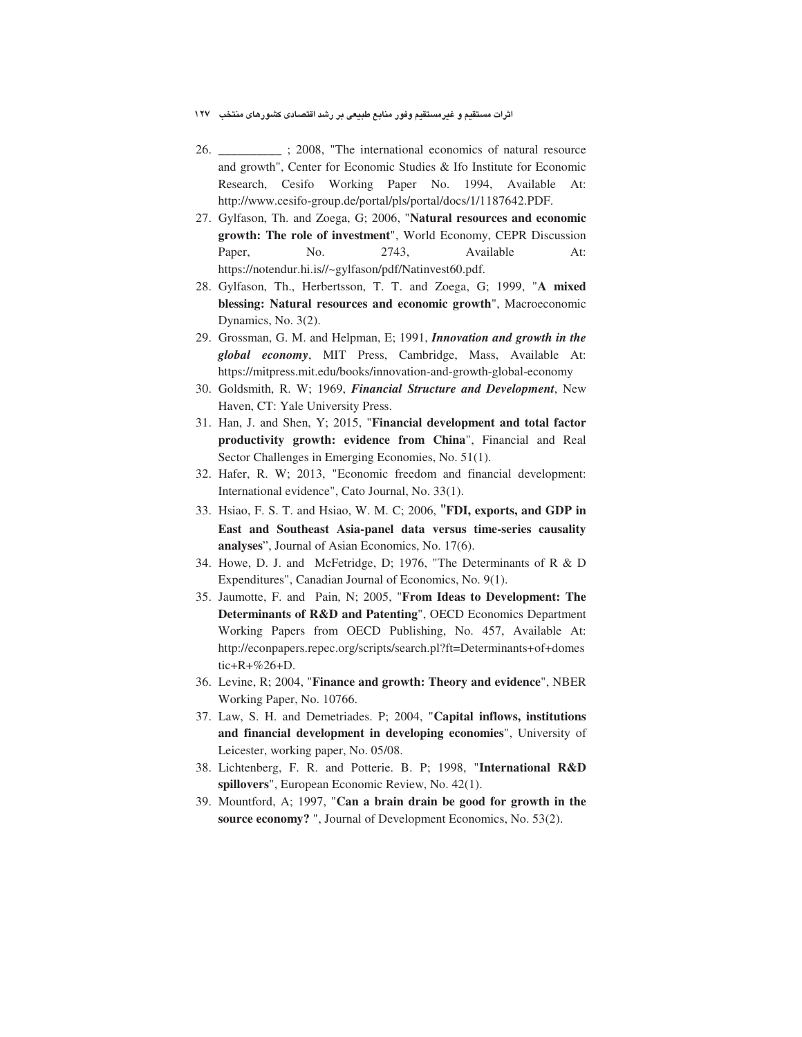26. __________ ; 2008, "The international economics of natural resource and growth", Center for Economic Studies & Ifo Institute for Economic Research, Cesifo Working Paper No. 1994, Available At: http://www.cesifo-group.de/portal/pls/portal/docs/1/1187642.PDF.
27. Gylfason, Th. and Zoega, G; 2006, "**Natural resources and economic growth: The role of investment**", World Economy, CEPR Discussion Paper, No. 2743, Available At: https://notendur.hi.is//~gylfason/pdf/Natinvest60.pdf.
28. Gylfason, Th., Herbertsson, T. T. and Zoega, G; 1999, "**A mixed blessing: Natural resources and economic growth**", Macroeconomic Dynamics, No. 3(2).
29. Grossman, G. M. and Helpman, E; 1991, ***Innovation and growth in the global economy***, MIT Press, Cambridge, Mass, Available At: https://mitpress.mit.edu/books/innovation-and-growth-global-economy
30. Goldsmith, R. W; 1969, ***Financial Structure and Development***, New Haven, CT: Yale University Press.
31. Han, J. and Shen, Y; 2015, "**Financial development and total factor productivity growth: evidence from China**", Financial and Real Sector Challenges in Emerging Economies, No. 51(1).
32. Hafer, R. W; 2013, "Economic freedom and financial development: International evidence", Cato Journal, No. 33(1).
33. Hsiao, F. S. T. and Hsiao, W. M. C; 2006, "**FDI, exports, and GDP in East and Southeast Asia-panel data versus time-series causality analyses**", Journal of Asian Economics, No. 17(6).
34. Howe, D. J. and McFetridge, D; 1976, "The Determinants of R & D Expenditures", Canadian Journal of Economics, No. 9(1).
35. Jaumotte, F. and Pain, N; 2005, "**From Ideas to Development: The Determinants of R&D and Patenting**", OECD Economics Department Working Papers from OECD Publishing, No. 457, Available At: http://econpapers.repec.org/scripts/search.pl?ft=Determinants+of+domestic+R+%26+D.
36. Levine, R; 2004, "**Finance and growth: Theory and evidence**", NBER Working Paper, No. 10766.
37. Law, S. H. and Demetriades. P; 2004, "**Capital inflows, institutions and financial development in developing economies**", University of Leicester, working paper, No. 05/08.
38. Lichtenberg, F. R. and Potterie. B. P; 1998, "**International R&D spillovers**", European Economic Review, No. 42(1).
39. Mountford, A; 1997, "**Can a brain drain be good for growth in the source economy?** ", Journal of Development Economics, No. 53(2).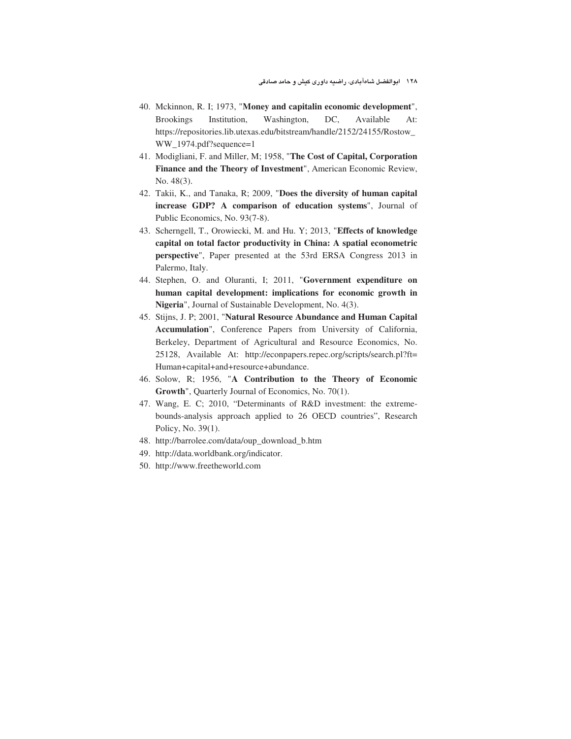40. Mckinnon, R. I; 1973, "**Money and capitalin economic development**", Brookings Institution, Washington, DC, Available At: https://repositories.lib.utexas.edu/bitstream/handle/2152/24155/Rostow_WW_1974.pdf?sequence=1
41. Modigliani, F. and Miller, M; 1958, "**The Cost of Capital, Corporation Finance and the Theory of Investment**", American Economic Review, No. 48(3).
42. Takii, K., and Tanaka, R; 2009, "**Does the diversity of human capital increase GDP? A comparison of education systems**", Journal of Public Economics, No. 93(7-8).
43. Scherngell, T., Orowiecki, M. and Hu. Y; 2013, "**Effects of knowledge capital on total factor productivity in China: A spatial econometric perspective**", Paper presented at the 53rd ERSA Congress 2013 in Palermo, Italy.
44. Stephen, O. and Oluranti, I; 2011, "**Government expenditure on human capital development: implications for economic growth in Nigeria**", Journal of Sustainable Development, No. 4(3).
45. Stijns, J. P; 2001, "**Natural Resource Abundance and Human Capital Accumulation**", Conference Papers from University of California, Berkeley, Department of Agricultural and Resource Economics, No. 25128, Available At: http://econpapers.repec.org/scripts/search.pl?ft=Human+capital+and+resource+abundance.
46. Solow, R; 1956, "**A Contribution to the Theory of Economic Growth**", Quarterly Journal of Economics, No. 70(1).
47. Wang, E. C; 2010, "Determinants of R&D investment: the extreme-bounds-analysis approach applied to 26 OECD countries", Research Policy, No. 39(1).
48. http://barrolee.com/data/oup_download_b.htm
49. http://data.worldbank.org/indicator.
50. http://www.freetheworld.com